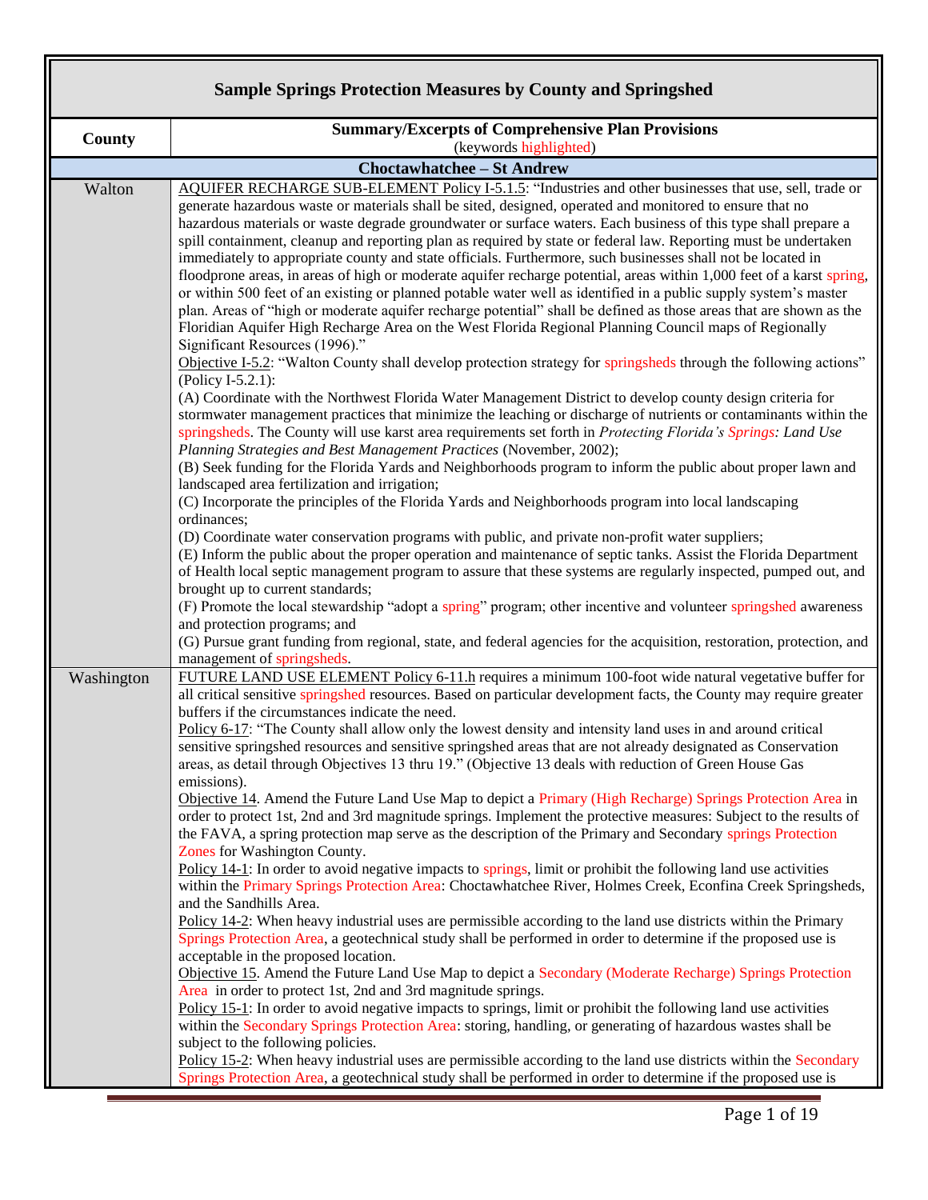# Sample Springs Protection Measures by County and Springshed

| County | Summary/Excerpts of Comprehensive Plan Provisions (keywords highlighted) |
|---|---|
| **Choctawhatchee – St Andrew** | |
| Walton | AQUIFER RECHARGE SUB-ELEMENT Policy I-5.1.5: "Industries and other businesses that use, sell, trade or generate hazardous waste or materials shall be sited, designed, operated and monitored to ensure that no hazardous materials or waste degrade groundwater or surface waters. Each business of this type shall prepare a spill containment, cleanup and reporting plan as required by state or federal law. Reporting must be undertaken immediately to appropriate county and state officials. Furthermore, such businesses shall not be located in floodprone areas, in areas of high or moderate aquifer recharge potential, areas within 1,000 feet of a karst spring, or within 500 feet of an existing or planned potable water well as identified in a public supply system's master plan. Areas of "high or moderate aquifer recharge potential" shall be defined as those areas that are shown as the Floridian Aquifer High Recharge Area on the West Florida Regional Planning Council maps of Regionally Significant Resources (1996)."<br>Objective I-5.2: "Walton County shall develop protection strategy for springsheds through the following actions" (Policy I-5.2.1):<br>(A) Coordinate with the Northwest Florida Water Management District to develop county design criteria for stormwater management practices that minimize the leaching or discharge of nutrients or contaminants within the springsheds. The County will use karst area requirements set forth in *Protecting Florida's Springs: Land Use Planning Strategies and Best Management Practices* (November, 2002);<br>(B) Seek funding for the Florida Yards and Neighborhoods program to inform the public about proper lawn and landscaped area fertilization and irrigation;<br>(C) Incorporate the principles of the Florida Yards and Neighborhoods program into local landscaping ordinances;<br>(D) Coordinate water conservation programs with public, and private non-profit water suppliers;<br>(E) Inform the public about the proper operation and maintenance of septic tanks. Assist the Florida Department of Health local septic management program to assure that these systems are regularly inspected, pumped out, and brought up to current standards;<br>(F) Promote the local stewardship "adopt a spring" program; other incentive and volunteer springshed awareness and protection programs; and<br>(G) Pursue grant funding from regional, state, and federal agencies for the acquisition, restoration, protection, and management of springsheds. |
| Washington | FUTURE LAND USE ELEMENT Policy 6-11.h requires a minimum 100-foot wide natural vegetative buffer for all critical sensitive springshed resources. Based on particular development facts, the County may require greater buffers if the circumstances indicate the need.<br>Policy 6-17: "The County shall allow only the lowest density and intensity land uses in and around critical sensitive springshed resources and sensitive springshed areas that are not already designated as Conservation areas, as detail through Objectives 13 thru 19." (Objective 13 deals with reduction of Green House Gas emissions).<br>Objective 14. Amend the Future Land Use Map to depict a Primary (High Recharge) Springs Protection Area in order to protect 1st, 2nd and 3rd magnitude springs. Implement the protective measures: Subject to the results of the FAVA, a spring protection map serve as the description of the Primary and Secondary springs Protection Zones for Washington County.<br>Policy 14-1: In order to avoid negative impacts to springs, limit or prohibit the following land use activities within the Primary Springs Protection Area: Choctawhatchee River, Holmes Creek, Econfina Creek Springsheds, and the Sandhills Area.<br>Policy 14-2: When heavy industrial uses are permissible according to the land use districts within the Primary Springs Protection Area, a geotechnical study shall be performed in order to determine if the proposed use is acceptable in the proposed location.<br>Objective 15. Amend the Future Land Use Map to depict a Secondary (Moderate Recharge) Springs Protection Area in order to protect 1st, 2nd and 3rd magnitude springs.<br>Policy 15-1: In order to avoid negative impacts to springs, limit or prohibit the following land use activities within the Secondary Springs Protection Area: storing, handling, or generating of hazardous wastes shall be subject to the following policies.<br>Policy 15-2: When heavy industrial uses are permissible according to the land use districts within the Secondary Springs Protection Area, a geotechnical study shall be performed in order to determine if the proposed use is |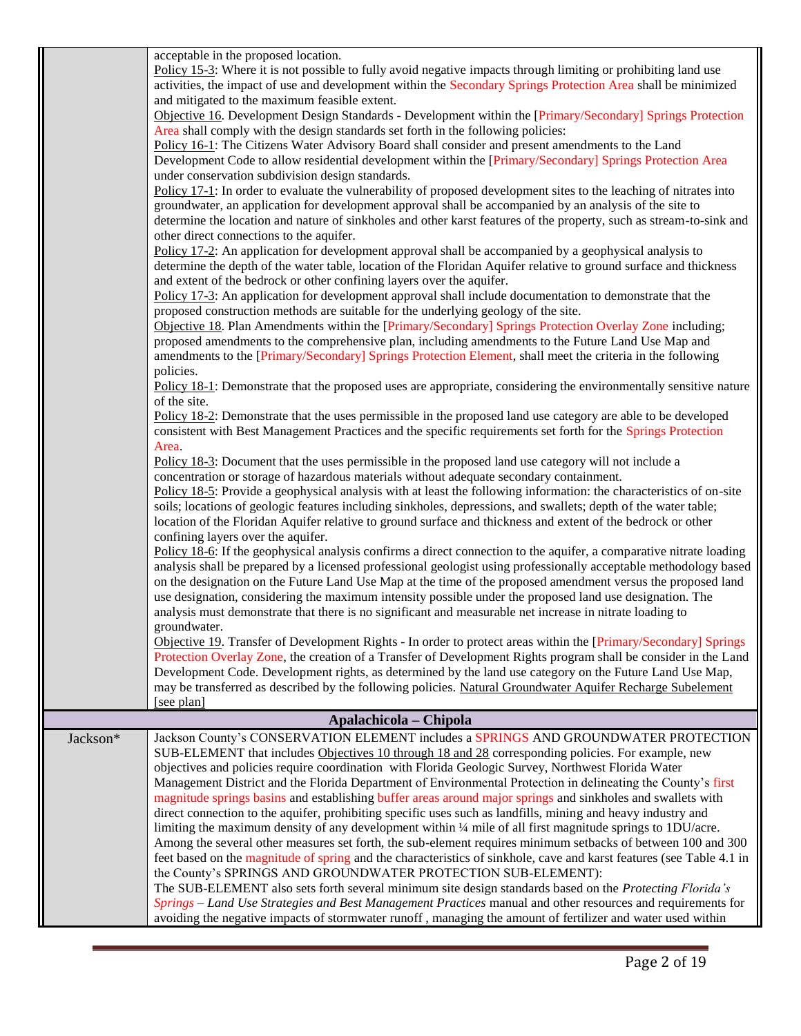| | |
|---|---|
| | acceptable in the proposed location.<br>Policy 15-3: Where it is not possible to fully avoid negative impacts through limiting or prohibiting land use activities, the impact of use and development within the Secondary Springs Protection Area shall be minimized and mitigated to the maximum feasible extent.<br>Objective 16. Development Design Standards - Development within the [Primary/Secondary] Springs Protection Area shall comply with the design standards set forth in the following policies:<br>Policy 16-1: The Citizens Water Advisory Board shall consider and present amendments to the Land Development Code to allow residential development within the [Primary/Secondary] Springs Protection Area under conservation subdivision design standards.<br>Policy 17-1: In order to evaluate the vulnerability of proposed development sites to the leaching of nitrates into groundwater, an application for development approval shall be accompanied by an analysis of the site to determine the location and nature of sinkholes and other karst features of the property, such as stream-to-sink and other direct connections to the aquifer.<br>Policy 17-2: An application for development approval shall be accompanied by a geophysical analysis to determine the depth of the water table, location of the Floridan Aquifer relative to ground surface and thickness and extent of the bedrock or other confining layers over the aquifer.<br>Policy 17-3: An application for development approval shall include documentation to demonstrate that the proposed construction methods are suitable for the underlying geology of the site.<br>Objective 18. Plan Amendments within the [Primary/Secondary] Springs Protection Overlay Zone including; proposed amendments to the comprehensive plan, including amendments to the Future Land Use Map and amendments to the [Primary/Secondary] Springs Protection Element, shall meet the criteria in the following policies.<br>Policy 18-1: Demonstrate that the proposed uses are appropriate, considering the environmentally sensitive nature of the site.<br>Policy 18-2: Demonstrate that the uses permissible in the proposed land use category are able to be developed consistent with Best Management Practices and the specific requirements set forth for the Springs Protection Area.<br>Policy 18-3: Document that the uses permissible in the proposed land use category will not include a concentration or storage of hazardous materials without adequate secondary containment.<br>Policy 18-5: Provide a geophysical analysis with at least the following information: the characteristics of on-site soils; locations of geologic features including sinkholes, depressions, and swallets; depth of the water table; location of the Floridan Aquifer relative to ground surface and thickness and extent of the bedrock or other confining layers over the aquifer.<br>Policy 18-6: If the geophysical analysis confirms a direct connection to the aquifer, a comparative nitrate loading analysis shall be prepared by a licensed professional geologist using professionally acceptable methodology based on the designation on the Future Land Use Map at the time of the proposed amendment versus the proposed land use designation, considering the maximum intensity possible under the proposed land use designation. The analysis must demonstrate that there is no significant and measurable net increase in nitrate loading to groundwater.<br>Objective 19. Transfer of Development Rights - In order to protect areas within the [Primary/Secondary] Springs Protection Overlay Zone, the creation of a Transfer of Development Rights program shall be consider in the Land Development Code. Development rights, as determined by the land use category on the Future Land Use Map, may be transferred as described by the following policies. Natural Groundwater Aquifer Recharge Subelement [see plan] |
| **Apalachicola – Chipola** | |
| Jackson* | Jackson County's CONSERVATION ELEMENT includes a SPRINGS AND GROUNDWATER PROTECTION SUB-ELEMENT that includes Objectives 10 through 18 and 28 corresponding policies. For example, new objectives and policies require coordination with Florida Geologic Survey, Northwest Florida Water Management District and the Florida Department of Environmental Protection in delineating the County's first magnitude springs basins and establishing buffer areas around major springs and sinkholes and swallets with direct connection to the aquifer, prohibiting specific uses such as landfills, mining and heavy industry and limiting the maximum density of any development within ¼ mile of all first magnitude springs to 1DU/acre. Among the several other measures set forth, the sub-element requires minimum setbacks of between 100 and 300 feet based on the magnitude of spring and the characteristics of sinkhole, cave and karst features (see Table 4.1 in the County's SPRINGS AND GROUNDWATER PROTECTION SUB-ELEMENT):<br>The SUB-ELEMENT also sets forth several minimum site design standards based on the *Protecting Florida's Springs – Land Use Strategies and Best Management Practices* manual and other resources and requirements for avoiding the negative impacts of stormwater runoff , managing the amount of fertilizer and water used within |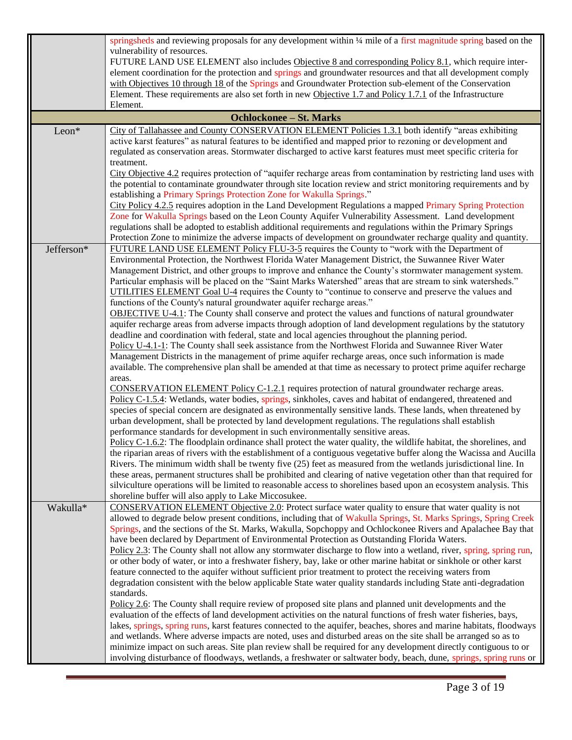| | |
|---|---|
| | springsheds and reviewing proposals for any development within ¼ mile of a first magnitude spring based on the vulnerability of resources.<br>FUTURE LAND USE ELEMENT also includes Objective 8 and corresponding Policy 8.1, which require inter-element coordination for the protection and springs and groundwater resources and that all development comply with Objectives 10 through 18 of the Springs and Groundwater Protection sub-element of the Conservation Element. These requirements are also set forth in new Objective 1.7 and Policy 1.7.1 of the Infrastructure Element. |
| **Ochlockonee – St. Marks** | |
| Leon* | City of Tallahassee and County CONSERVATION ELEMENT Policies 1.3.1 both identify "areas exhibiting active karst features" as natural features to be identified and mapped prior to rezoning or development and regulated as conservation areas. Stormwater discharged to active karst features must meet specific criteria for treatment.<br>City Objective 4.2 requires protection of "aquifer recharge areas from contamination by restricting land uses with the potential to contaminate groundwater through site location review and strict monitoring requirements and by establishing a Primary Springs Protection Zone for Wakulla Springs."<br>City Policy 4.2.5 requires adoption in the Land Development Regulations a mapped Primary Spring Protection Zone for Wakulla Springs based on the Leon County Aquifer Vulnerability Assessment. Land development regulations shall be adopted to establish additional requirements and regulations within the Primary Springs Protection Zone to minimize the adverse impacts of development on groundwater recharge quality and quantity. |
| Jefferson* | FUTURE LAND USE ELEMENT Policy FLU-3-5 requires the County to "work with the Department of Environmental Protection, the Northwest Florida Water Management District, the Suwannee River Water Management District, and other groups to improve and enhance the County's stormwater management system. Particular emphasis will be placed on the "Saint Marks Watershed" areas that are stream to sink watersheds."<br>UTILITIES ELEMENT Goal U-4 requires the County to "continue to conserve and preserve the values and functions of the County's natural groundwater aquifer recharge areas."<br>OBJECTIVE U-4.1: The County shall conserve and protect the values and functions of natural groundwater aquifer recharge areas from adverse impacts through adoption of land development regulations by the statutory deadline and coordination with federal, state and local agencies throughout the planning period.<br>Policy U-4.1-1: The County shall seek assistance from the Northwest Florida and Suwannee River Water Management Districts in the management of prime aquifer recharge areas, once such information is made available. The comprehensive plan shall be amended at that time as necessary to protect prime aquifer recharge areas.<br>CONSERVATION ELEMENT Policy C-1.2.1 requires protection of natural groundwater recharge areas.<br>Policy C-1.5.4: Wetlands, water bodies, springs, sinkholes, caves and habitat of endangered, threatened and species of special concern are designated as environmentally sensitive lands. These lands, when threatened by urban development, shall be protected by land development regulations. The regulations shall establish performance standards for development in such environmentally sensitive areas.<br>Policy C-1.6.2: The floodplain ordinance shall protect the water quality, the wildlife habitat, the shorelines, and the riparian areas of rivers with the establishment of a contiguous vegetative buffer along the Wacissa and Aucilla Rivers. The minimum width shall be twenty five (25) feet as measured from the wetlands jurisdictional line. In these areas, permanent structures shall be prohibited and clearing of native vegetation other than that required for silviculture operations will be limited to reasonable access to shorelines based upon an ecosystem analysis. This shoreline buffer will also apply to Lake Miccosukee. |
| Wakulla* | CONSERVATION ELEMENT Objective 2.0: Protect surface water quality to ensure that water quality is not allowed to degrade below present conditions, including that of Wakulla Springs, St. Marks Springs, Spring Creek Springs, and the sections of the St. Marks, Wakulla, Sopchoppy and Ochlockonee Rivers and Apalachee Bay that have been declared by Department of Environmental Protection as Outstanding Florida Waters.<br>Policy 2.3: The County shall not allow any stormwater discharge to flow into a wetland, river, spring, spring run, or other body of water, or into a freshwater fishery, bay, lake or other marine habitat or sinkhole or other karst feature connected to the aquifer without sufficient prior treatment to protect the receiving waters from degradation consistent with the below applicable State water quality standards including State anti-degradation standards.<br>Policy 2.6: The County shall require review of proposed site plans and planned unit developments and the evaluation of the effects of land development activities on the natural functions of fresh water fisheries, bays, lakes, springs, spring runs, karst features connected to the aquifer, beaches, shores and marine habitats, floodways and wetlands. Where adverse impacts are noted, uses and disturbed areas on the site shall be arranged so as to minimize impact on such areas. Site plan review shall be required for any development directly contiguous to or involving disturbance of floodways, wetlands, a freshwater or saltwater body, beach, dune, springs, spring runs or |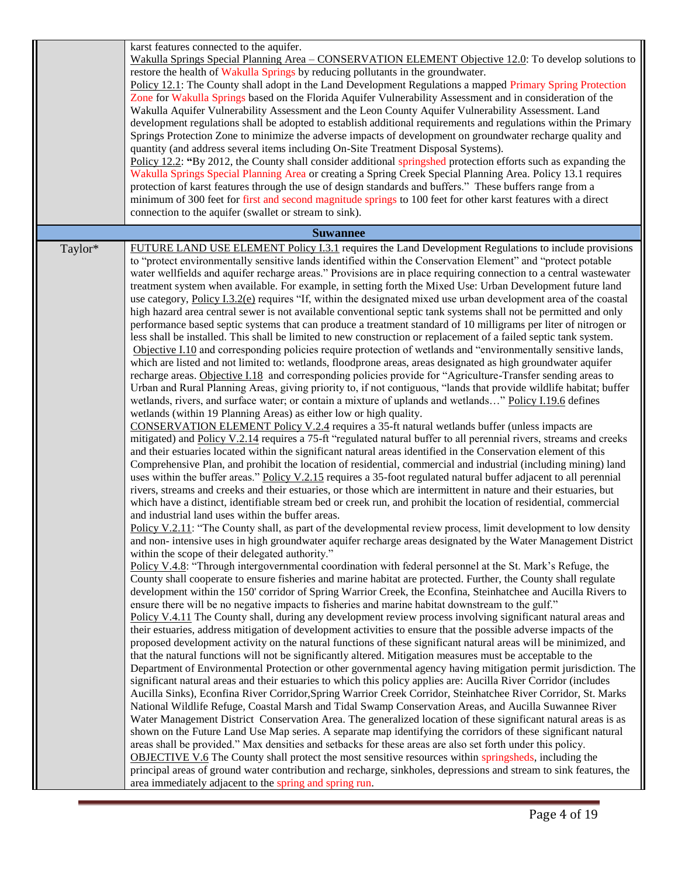| | |
|---|---|
| | karst features connected to the aquifer.<br>Wakulla Springs Special Planning Area – CONSERVATION ELEMENT Objective 12.0: To develop solutions to restore the health of Wakulla Springs by reducing pollutants in the groundwater.<br>Policy 12.1: The County shall adopt in the Land Development Regulations a mapped Primary Spring Protection Zone for Wakulla Springs based on the Florida Aquifer Vulnerability Assessment and in consideration of the Wakulla Aquifer Vulnerability Assessment and the Leon County Aquifer Vulnerability Assessment. Land development regulations shall be adopted to establish additional requirements and regulations within the Primary Springs Protection Zone to minimize the adverse impacts of development on groundwater recharge quality and quantity (and address several items including On-Site Treatment Disposal Systems).<br>Policy 12.2: **"**By 2012, the County shall consider additional springshed protection efforts such as expanding the Wakulla Springs Special Planning Area or creating a Spring Creek Special Planning Area. Policy 13.1 requires protection of karst features through the use of design standards and buffers." These buffers range from a minimum of 300 feet for first and second magnitude springs to 100 feet for other karst features with a direct connection to the aquifer (swallet or stream to sink). |
| **Suwannee** | |
| Taylor* | FUTURE LAND USE ELEMENT Policy I.3.1 requires the Land Development Regulations to include provisions to "protect environmentally sensitive lands identified within the Conservation Element" and "protect potable water wellfields and aquifer recharge areas." Provisions are in place requiring connection to a central wastewater treatment system when available. For example, in setting forth the Mixed Use: Urban Development future land use category, Policy I.3.2(e) requires "If, within the designated mixed use urban development area of the coastal high hazard area central sewer is not available conventional septic tank systems shall not be permitted and only performance based septic systems that can produce a treatment standard of 10 milligrams per liter of nitrogen or less shall be installed. This shall be limited to new construction or replacement of a failed septic tank system.<br>Objective I.10 and corresponding policies require protection of wetlands and "environmentally sensitive lands, which are listed and not limited to: wetlands, floodprone areas, areas designated as high groundwater aquifer recharge areas. Objective I.18 and corresponding policies provide for "Agriculture-Transfer sending areas to Urban and Rural Planning Areas, giving priority to, if not contiguous, "lands that provide wildlife habitat; buffer wetlands, rivers, and surface water; or contain a mixture of uplands and wetlands…" Policy I.19.6 defines wetlands (within 19 Planning Areas) as either low or high quality.<br>CONSERVATION ELEMENT Policy V.2.4 requires a 35-ft natural wetlands buffer (unless impacts are mitigated) and Policy V.2.14 requires a 75-ft "regulated natural buffer to all perennial rivers, streams and creeks and their estuaries located within the significant natural areas identified in the Conservation element of this Comprehensive Plan, and prohibit the location of residential, commercial and industrial (including mining) land uses within the buffer areas." Policy V.2.15 requires a 35-foot regulated natural buffer adjacent to all perennial rivers, streams and creeks and their estuaries, or those which are intermittent in nature and their estuaries, but which have a distinct, identifiable stream bed or creek run, and prohibit the location of residential, commercial and industrial land uses within the buffer areas.<br>Policy V.2.11: "The County shall, as part of the developmental review process, limit development to low density and non- intensive uses in high groundwater aquifer recharge areas designated by the Water Management District within the scope of their delegated authority."<br>Policy V.4.8: "Through intergovernmental coordination with federal personnel at the St. Mark's Refuge, the County shall cooperate to ensure fisheries and marine habitat are protected. Further, the County shall regulate development within the 150' corridor of Spring Warrior Creek, the Econfina, Steinhatchee and Aucilla Rivers to ensure there will be no negative impacts to fisheries and marine habitat downstream to the gulf."<br>Policy V.4.11 The County shall, during any development review process involving significant natural areas and their estuaries, address mitigation of development activities to ensure that the possible adverse impacts of the proposed development activity on the natural functions of these significant natural areas will be minimized, and that the natural functions will not be significantly altered. Mitigation measures must be acceptable to the Department of Environmental Protection or other governmental agency having mitigation permit jurisdiction. The significant natural areas and their estuaries to which this policy applies are: Aucilla River Corridor (includes Aucilla Sinks), Econfina River Corridor,Spring Warrior Creek Corridor, Steinhatchee River Corridor, St. Marks National Wildlife Refuge, Coastal Marsh and Tidal Swamp Conservation Areas, and Aucilla Suwannee River Water Management District Conservation Area. The generalized location of these significant natural areas is as shown on the Future Land Use Map series. A separate map identifying the corridors of these significant natural areas shall be provided." Max densities and setbacks for these areas are also set forth under this policy.<br>OBJECTIVE V.6 The County shall protect the most sensitive resources within springsheds, including the principal areas of ground water contribution and recharge, sinkholes, depressions and stream to sink features, the area immediately adjacent to the spring and spring run. |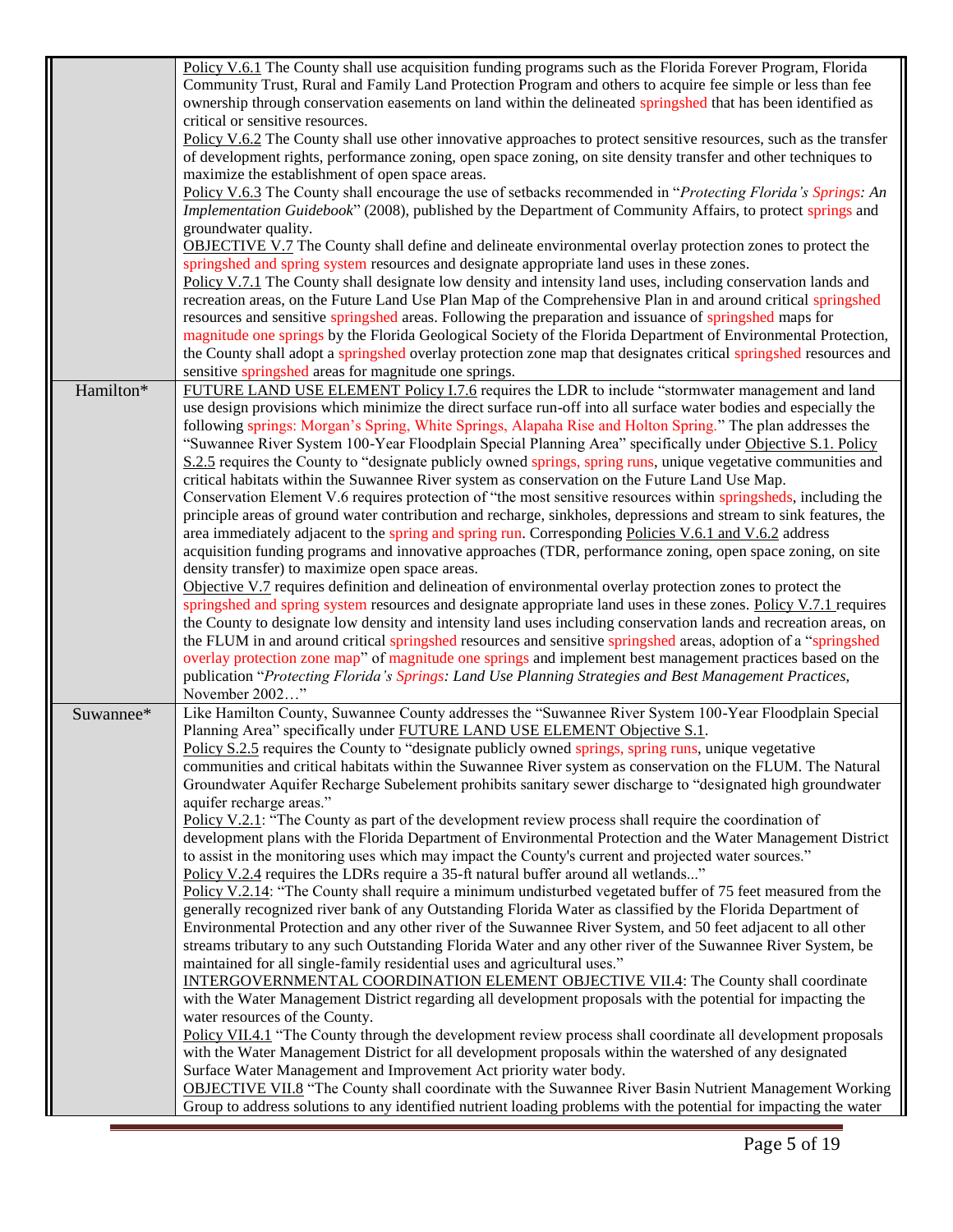| | |
|---|---|
| | Policy V.6.1 The County shall use acquisition funding programs such as the Florida Forever Program, Florida Community Trust, Rural and Family Land Protection Program and others to acquire fee simple or less than fee ownership through conservation easements on land within the delineated springshed that has been identified as critical or sensitive resources.<br>Policy V.6.2 The County shall use other innovative approaches to protect sensitive resources, such as the transfer of development rights, performance zoning, open space zoning, on site density transfer and other techniques to maximize the establishment of open space areas.<br>Policy V.6.3 The County shall encourage the use of setbacks recommended in "*Protecting Florida's Springs: An Implementation Guidebook*" (2008), published by the Department of Community Affairs, to protect springs and groundwater quality.<br>OBJECTIVE V.7 The County shall define and delineate environmental overlay protection zones to protect the springshed and spring system resources and designate appropriate land uses in these zones.<br>Policy V.7.1 The County shall designate low density and intensity land uses, including conservation lands and recreation areas, on the Future Land Use Plan Map of the Comprehensive Plan in and around critical springshed resources and sensitive springshed areas. Following the preparation and issuance of springshed maps for magnitude one springs by the Florida Geological Society of the Florida Department of Environmental Protection, the County shall adopt a springshed overlay protection zone map that designates critical springshed resources and sensitive springshed areas for magnitude one springs. |
| Hamilton* | FUTURE LAND USE ELEMENT Policy I.7.6 requires the LDR to include "stormwater management and land use design provisions which minimize the direct surface run-off into all surface water bodies and especially the following springs: Morgan's Spring, White Springs, Alapaha Rise and Holton Spring." The plan addresses the "Suwannee River System 100-Year Floodplain Special Planning Area" specifically under Objective S.1. Policy S.2.5 requires the County to "designate publicly owned springs, spring runs, unique vegetative communities and critical habitats within the Suwannee River system as conservation on the Future Land Use Map.<br>Conservation Element V.6 requires protection of "the most sensitive resources within springsheds, including the principle areas of ground water contribution and recharge, sinkholes, depressions and stream to sink features, the area immediately adjacent to the spring and spring run. Corresponding Policies V.6.1 and V.6.2 address acquisition funding programs and innovative approaches (TDR, performance zoning, open space zoning, on site density transfer) to maximize open space areas.<br>Objective V.7 requires definition and delineation of environmental overlay protection zones to protect the springshed and spring system resources and designate appropriate land uses in these zones. Policy V.7.1 requires the County to designate low density and intensity land uses including conservation lands and recreation areas, on the FLUM in and around critical springshed resources and sensitive springshed areas, adoption of a "springshed overlay protection zone map" of magnitude one springs and implement best management practices based on the publication "*Protecting Florida's Springs: Land Use Planning Strategies and Best Management Practices*, November 2002…" |
| Suwannee* | Like Hamilton County, Suwannee County addresses the "Suwannee River System 100-Year Floodplain Special Planning Area" specifically under FUTURE LAND USE ELEMENT Objective S.1.<br>Policy S.2.5 requires the County to "designate publicly owned springs, spring runs, unique vegetative communities and critical habitats within the Suwannee River system as conservation on the FLUM. The Natural Groundwater Aquifer Recharge Subelement prohibits sanitary sewer discharge to "designated high groundwater aquifer recharge areas."<br>Policy V.2.1: "The County as part of the development review process shall require the coordination of development plans with the Florida Department of Environmental Protection and the Water Management District to assist in the monitoring uses which may impact the County's current and projected water sources."<br>Policy V.2.4 requires the LDRs require a 35-ft natural buffer around all wetlands..."<br>Policy V.2.14: "The County shall require a minimum undisturbed vegetated buffer of 75 feet measured from the generally recognized river bank of any Outstanding Florida Water as classified by the Florida Department of Environmental Protection and any other river of the Suwannee River System, and 50 feet adjacent to all other streams tributary to any such Outstanding Florida Water and any other river of the Suwannee River System, be maintained for all single-family residential uses and agricultural uses."<br>INTERGOVERNMENTAL COORDINATION ELEMENT OBJECTIVE VII.4: The County shall coordinate with the Water Management District regarding all development proposals with the potential for impacting the water resources of the County.<br>Policy VII.4.1 "The County through the development review process shall coordinate all development proposals with the Water Management District for all development proposals within the watershed of any designated Surface Water Management and Improvement Act priority water body.<br>OBJECTIVE VII.8 "The County shall coordinate with the Suwannee River Basin Nutrient Management Working Group to address solutions to any identified nutrient loading problems with the potential for impacting the water |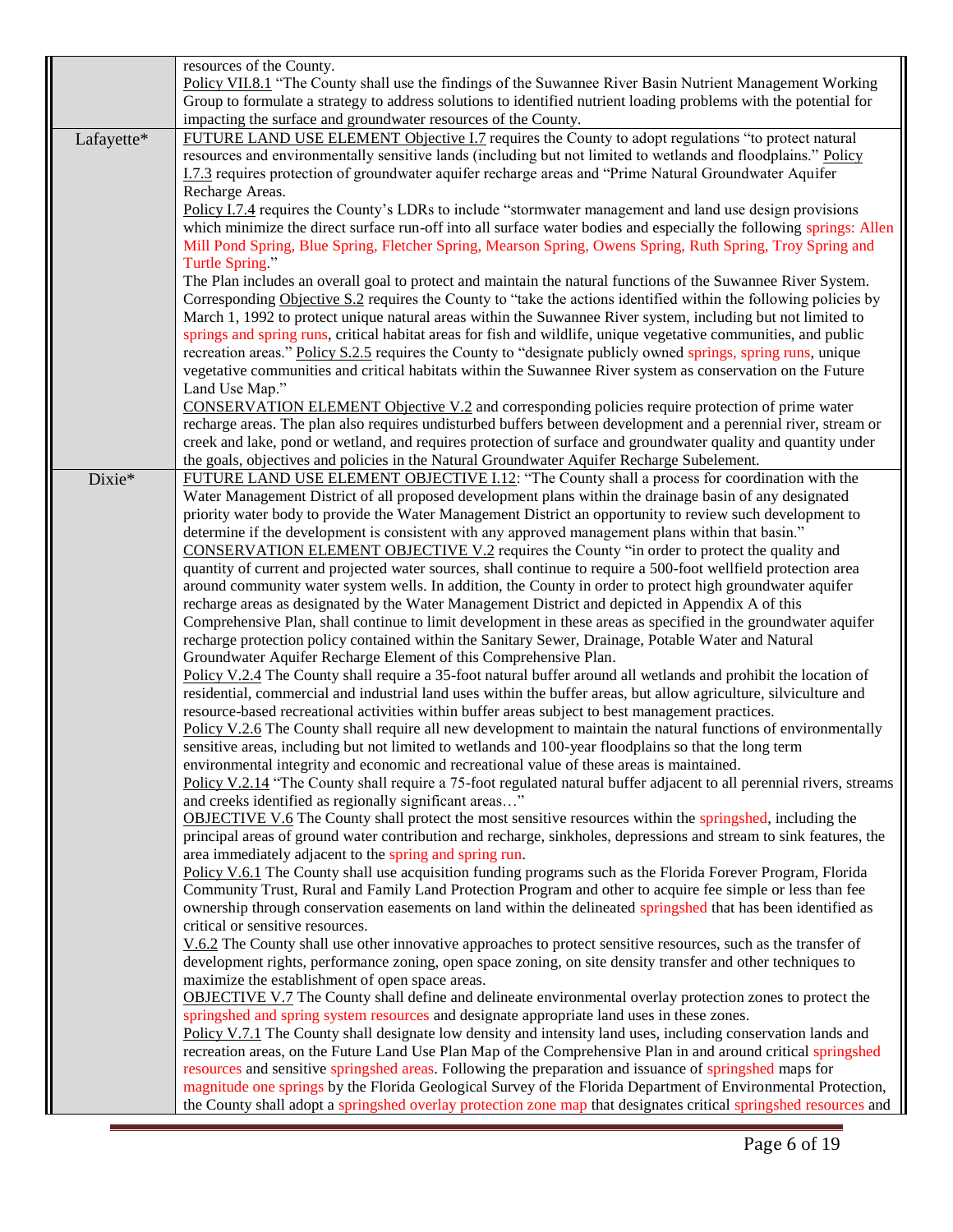| | |
|---|---|
| | resources of the County.<br>Policy VII.8.1 "The County shall use the findings of the Suwannee River Basin Nutrient Management Working Group to formulate a strategy to address solutions to identified nutrient loading problems with the potential for impacting the surface and groundwater resources of the County. |
| Lafayette* | FUTURE LAND USE ELEMENT Objective I.7 requires the County to adopt regulations "to protect natural resources and environmentally sensitive lands (including but not limited to wetlands and floodplains." Policy I.7.3 requires protection of groundwater aquifer recharge areas and "Prime Natural Groundwater Aquifer Recharge Areas.<br>Policy I.7.4 requires the County's LDRs to include "stormwater management and land use design provisions which minimize the direct surface run-off into all surface water bodies and especially the following springs: Allen Mill Pond Spring, Blue Spring, Fletcher Spring, Mearson Spring, Owens Spring, Ruth Spring, Troy Spring and Turtle Spring."<br>The Plan includes an overall goal to protect and maintain the natural functions of the Suwannee River System. Corresponding Objective S.2 requires the County to "take the actions identified within the following policies by March 1, 1992 to protect unique natural areas within the Suwannee River system, including but not limited to springs and spring runs, critical habitat areas for fish and wildlife, unique vegetative communities, and public recreation areas." Policy S.2.5 requires the County to "designate publicly owned springs, spring runs, unique vegetative communities and critical habitats within the Suwannee River system as conservation on the Future Land Use Map."<br>CONSERVATION ELEMENT Objective V.2 and corresponding policies require protection of prime water recharge areas. The plan also requires undisturbed buffers between development and a perennial river, stream or creek and lake, pond or wetland, and requires protection of surface and groundwater quality and quantity under the goals, objectives and policies in the Natural Groundwater Aquifer Recharge Subelement. |
| Dixie* | FUTURE LAND USE ELEMENT OBJECTIVE I.12: "The County shall a process for coordination with the Water Management District of all proposed development plans within the drainage basin of any designated priority water body to provide the Water Management District an opportunity to review such development to determine if the development is consistent with any approved management plans within that basin."<br>CONSERVATION ELEMENT OBJECTIVE V.2 requires the County "in order to protect the quality and quantity of current and projected water sources, shall continue to require a 500-foot wellfield protection area around community water system wells. In addition, the County in order to protect high groundwater aquifer recharge areas as designated by the Water Management District and depicted in Appendix A of this Comprehensive Plan, shall continue to limit development in these areas as specified in the groundwater aquifer recharge protection policy contained within the Sanitary Sewer, Drainage, Potable Water and Natural Groundwater Aquifer Recharge Element of this Comprehensive Plan.<br>Policy V.2.4 The County shall require a 35-foot natural buffer around all wetlands and prohibit the location of residential, commercial and industrial land uses within the buffer areas, but allow agriculture, silviculture and resource-based recreational activities within buffer areas subject to best management practices.<br>Policy V.2.6 The County shall require all new development to maintain the natural functions of environmentally sensitive areas, including but not limited to wetlands and 100-year floodplains so that the long term environmental integrity and economic and recreational value of these areas is maintained.<br>Policy V.2.14 "The County shall require a 75-foot regulated natural buffer adjacent to all perennial rivers, streams and creeks identified as regionally significant areas…"<br>OBJECTIVE V.6 The County shall protect the most sensitive resources within the springshed, including the principal areas of ground water contribution and recharge, sinkholes, depressions and stream to sink features, the area immediately adjacent to the spring and spring run.<br>Policy V.6.1 The County shall use acquisition funding programs such as the Florida Forever Program, Florida Community Trust, Rural and Family Land Protection Program and other to acquire fee simple or less than fee ownership through conservation easements on land within the delineated springshed that has been identified as critical or sensitive resources.<br>V.6.2 The County shall use other innovative approaches to protect sensitive resources, such as the transfer of development rights, performance zoning, open space zoning, on site density transfer and other techniques to maximize the establishment of open space areas.<br>OBJECTIVE V.7 The County shall define and delineate environmental overlay protection zones to protect the springshed and spring system resources and designate appropriate land uses in these zones.<br>Policy V.7.1 The County shall designate low density and intensity land uses, including conservation lands and recreation areas, on the Future Land Use Plan Map of the Comprehensive Plan in and around critical springshed resources and sensitive springshed areas. Following the preparation and issuance of springshed maps for magnitude one springs by the Florida Geological Survey of the Florida Department of Environmental Protection, the County shall adopt a springshed overlay protection zone map that designates critical springshed resources and |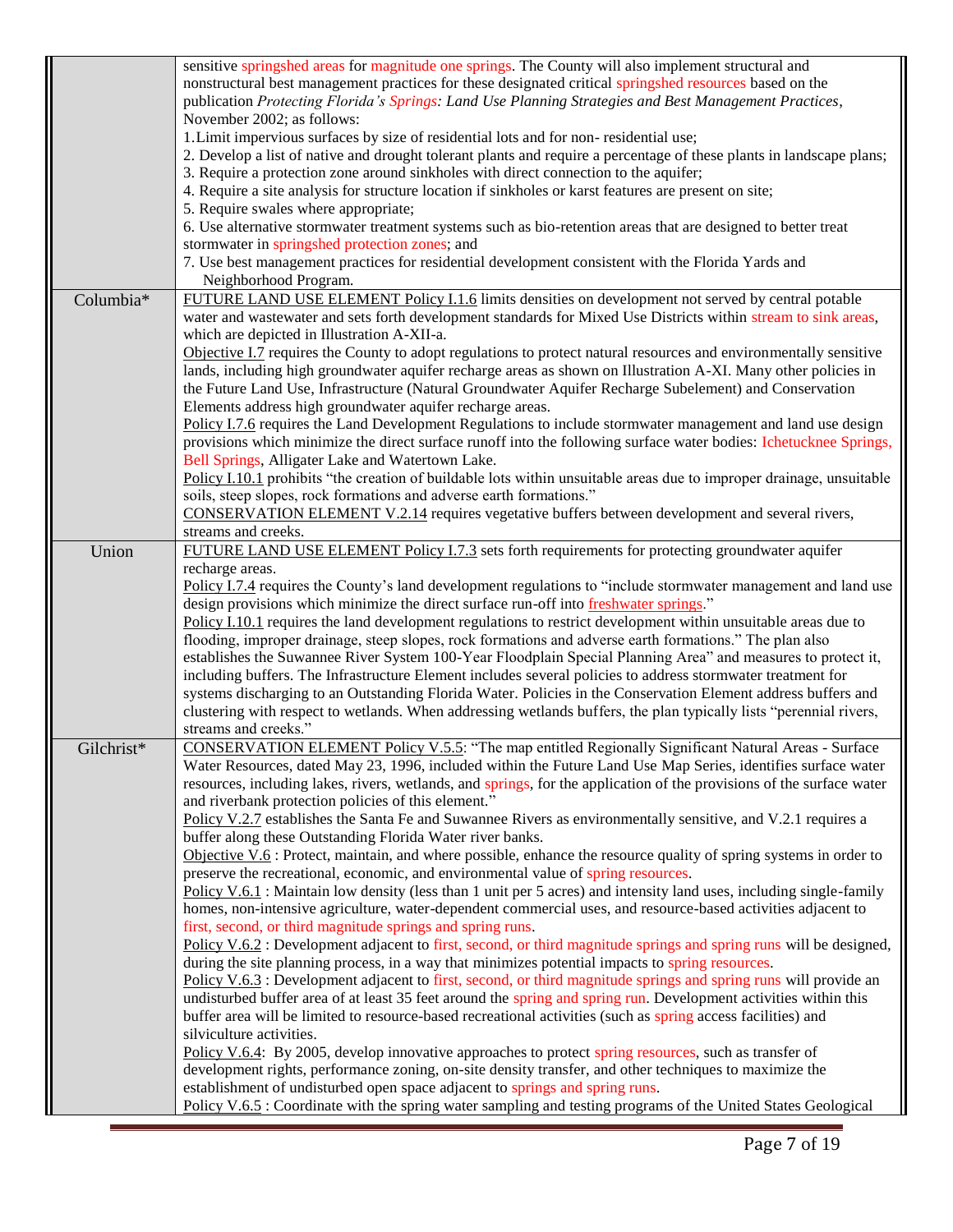| | |
|---|---|
| | sensitive springshed areas for magnitude one springs. The County will also implement structural and nonstructural best management practices for these designated critical springshed resources based on the publication *Protecting Florida's Springs: Land Use Planning Strategies and Best Management Practices*, November 2002; as follows:<br>1.Limit impervious surfaces by size of residential lots and for non- residential use;<br>2. Develop a list of native and drought tolerant plants and require a percentage of these plants in landscape plans;<br>3. Require a protection zone around sinkholes with direct connection to the aquifer;<br>4. Require a site analysis for structure location if sinkholes or karst features are present on site;<br>5. Require swales where appropriate;<br>6. Use alternative stormwater treatment systems such as bio-retention areas that are designed to better treat stormwater in springshed protection zones; and<br>7. Use best management practices for residential development consistent with the Florida Yards and Neighborhood Program. |
| Columbia* | FUTURE LAND USE ELEMENT Policy I.1.6 limits densities on development not served by central potable water and wastewater and sets forth development standards for Mixed Use Districts within stream to sink areas, which are depicted in Illustration A-XII-a.<br>Objective I.7 requires the County to adopt regulations to protect natural resources and environmentally sensitive lands, including high groundwater aquifer recharge areas as shown on Illustration A-XI. Many other policies in the Future Land Use, Infrastructure (Natural Groundwater Aquifer Recharge Subelement) and Conservation Elements address high groundwater aquifer recharge areas.<br>Policy I.7.6 requires the Land Development Regulations to include stormwater management and land use design provisions which minimize the direct surface run-off into the following surface water bodies: Ichetucknee Springs, Bell Springs, Alligater Lake and Watertown Lake.<br>Policy I.10.1 prohibits "the creation of buildable lots within unsuitable areas due to improper drainage, unsuitable soils, steep slopes, rock formations and adverse earth formations."<br>CONSERVATION ELEMENT V.2.14 requires vegetative buffers between development and several rivers, streams and creeks. |
| Union | FUTURE LAND USE ELEMENT Policy I.7.3 sets forth requirements for protecting groundwater aquifer recharge areas.<br>Policy I.7.4 requires the County's land development regulations to "include stormwater management and land use design provisions which minimize the direct surface run-off into freshwater springs."<br>Policy I.10.1 requires the land development regulations to restrict development within unsuitable areas due to flooding, improper drainage, steep slopes, rock formations and adverse earth formations." The plan also establishes the Suwannee River System 100-Year Floodplain Special Planning Area" and measures to protect it, including buffers. The Infrastructure Element includes several policies to address stormwater treatment for systems discharging to an Outstanding Florida Water. Policies in the Conservation Element address buffers and clustering with respect to wetlands. When addressing wetlands buffers, the plan typically lists "perennial rivers, streams and creeks." |
| Gilchrist* | CONSERVATION ELEMENT Policy V.5.5: "The map entitled Regionally Significant Natural Areas - Surface Water Resources, dated May 23, 1996, included within the Future Land Use Map Series, identifies surface water resources, including lakes, rivers, wetlands, and springs, for the application of the provisions of the surface water and riverbank protection policies of this element."<br>Policy V.2.7 establishes the Santa Fe and Suwannee Rivers as environmentally sensitive, and V.2.1 requires a buffer along these Outstanding Florida Water river banks.<br>Objective V.6 : Protect, maintain, and where possible, enhance the resource quality of spring systems in order to preserve the recreational, economic, and environmental value of spring resources.<br>Policy V.6.1 : Maintain low density (less than 1 unit per 5 acres) and intensity land uses, including single-family homes, non-intensive agriculture, water-dependent commercial uses, and resource-based activities adjacent to first, second, or third magnitude springs and spring runs.<br>Policy V.6.2 : Development adjacent to first, second, or third magnitude springs and spring runs will be designed, during the site planning process, in a way that minimizes potential impacts to spring resources.<br>Policy V.6.3 : Development adjacent to first, second, or third magnitude springs and spring runs will provide an undisturbed buffer area of at least 35 feet around the spring and spring run. Development activities within this buffer area will be limited to resource-based recreational activities (such as spring access facilities) and silviculture activities.<br>Policy V.6.4: By 2005, develop innovative approaches to protect spring resources, such as transfer of development rights, performance zoning, on-site density transfer, and other techniques to maximize the establishment of undisturbed open space adjacent to springs and spring runs.<br>Policy V.6.5 : Coordinate with the spring water sampling and testing programs of the United States Geological |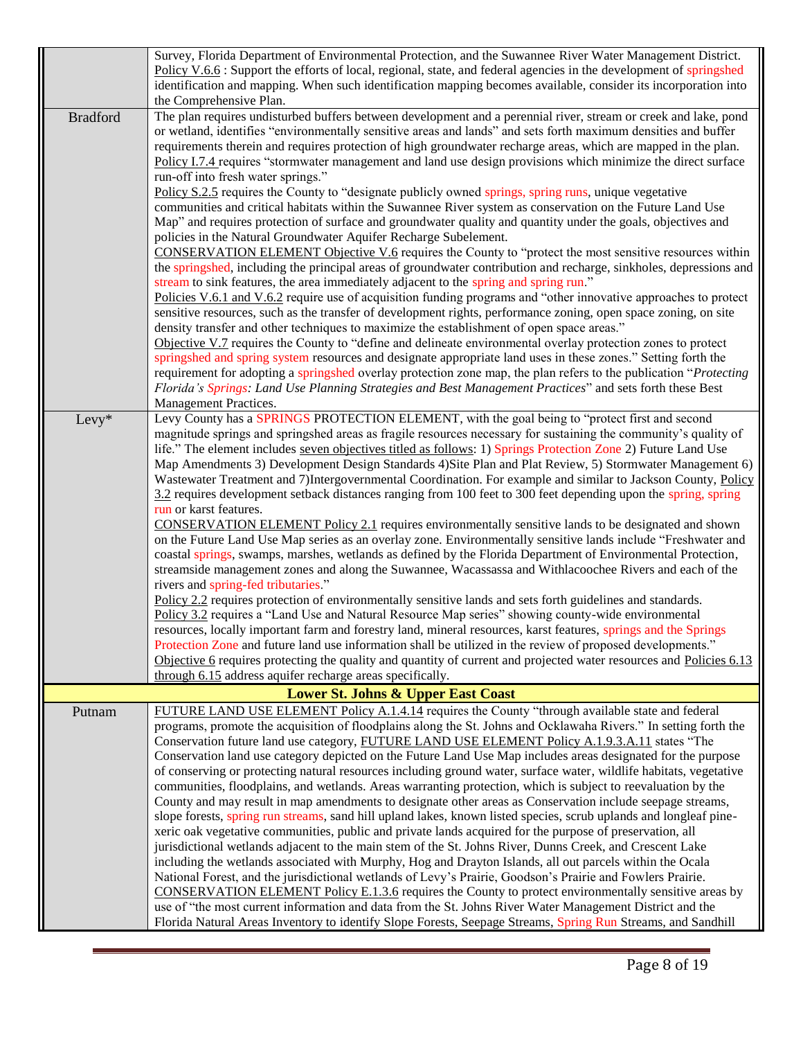| | |
|---|---|
| | Survey, Florida Department of Environmental Protection, and the Suwannee River Water Management District. Policy V.6.6 : Support the efforts of local, regional, state, and federal agencies in the development of springshed identification and mapping. When such identification mapping becomes available, consider its incorporation into the Comprehensive Plan. |
| Bradford | The plan requires undisturbed buffers between development and a perennial river, stream or creek and lake, pond or wetland, identifies "environmentally sensitive areas and lands" and sets forth maximum densities and buffer requirements therein and requires protection of high groundwater recharge areas, which are mapped in the plan. Policy I.7.4 requires "stormwater management and land use design provisions which minimize the direct surface run-off into fresh water springs." Policy S.2.5 requires the County to "designate publicly owned springs, spring runs, unique vegetative communities and critical habitats within the Suwannee River system as conservation on the Future Land Use Map" and requires protection of surface and groundwater quality and quantity under the goals, objectives and policies in the Natural Groundwater Aquifer Recharge Subelement. CONSERVATION ELEMENT Objective V.6 requires the County to "protect the most sensitive resources within the springshed, including the principal areas of groundwater contribution and recharge, sinkholes, depressions and stream to sink features, the area immediately adjacent to the spring and spring run." Policies V.6.1 and V.6.2 require use of acquisition funding programs and "other innovative approaches to protect sensitive resources, such as the transfer of development rights, performance zoning, open space zoning, on site density transfer and other techniques to maximize the establishment of open space areas." Objective V.7 requires the County to "define and delineate environmental overlay protection zones to protect springshed and spring system resources and designate appropriate land uses in these zones." Setting forth the requirement for adopting a springshed overlay protection zone map, the plan refers to the publication "*Protecting Florida's Springs: Land Use Planning Strategies and Best Management Practices*" and sets forth these Best Management Practices. |
| Levy* | Levy County has a SPRINGS PROTECTION ELEMENT, with the goal being to "protect first and second magnitude springs and springshed areas as fragile resources necessary for sustaining the community's quality of life." The element includes seven objectives titled as follows: 1) Springs Protection Zone 2) Future Land Use Map Amendments 3) Development Design Standards 4)Site Plan and Plat Review, 5) Stormwater Management 6) Wastewater Treatment and 7)Intergovernmental Coordination. For example and similar to Jackson County, Policy 3.2 requires development setback distances ranging from 100 feet to 300 feet depending upon the spring, spring run or karst features. CONSERVATION ELEMENT Policy 2.1 requires environmentally sensitive lands to be designated and shown on the Future Land Use Map series as an overlay zone. Environmentally sensitive lands include "Freshwater and coastal springs, swamps, marshes, wetlands as defined by the Florida Department of Environmental Protection, streamside management zones and along the Suwannee, Wacassassa and Withlacoochee Rivers and each of the rivers and spring-fed tributaries." Policy 2.2 requires protection of environmentally sensitive lands and sets forth guidelines and standards. Policy 3.2 requires a "Land Use and Natural Resource Map series" showing county-wide environmental resources, locally important farm and forestry land, mineral resources, karst features, springs and the Springs Protection Zone and future land use information shall be utilized in the review of proposed developments." Objective 6 requires protecting the quality and quantity of current and projected water resources and Policies 6.13 through 6.15 address aquifer recharge areas specifically. |
| **Lower St. Johns & Upper East Coast** | |
| Putnam | FUTURE LAND USE ELEMENT Policy A.1.4.14 requires the County "through available state and federal programs, promote the acquisition of floodplains along the St. Johns and Ocklawaha Rivers." In setting forth the Conservation future land use category, FUTURE LAND USE ELEMENT Policy A.1.9.3.A.11 states "The Conservation land use category depicted on the Future Land Use Map includes areas designated for the purpose of conserving or protecting natural resources including ground water, surface water, wildlife habitats, vegetative communities, floodplains, and wetlands. Areas warranting protection, which is subject to reevaluation by the County and may result in map amendments to designate other areas as Conservation include seepage streams, slope forests, spring run streams, sand hill upland lakes, known listed species, scrub uplands and longleaf pine-xeric oak vegetative communities, public and private lands acquired for the purpose of preservation, all jurisdictional wetlands adjacent to the main stem of the St. Johns River, Dunns Creek, and Crescent Lake including the wetlands associated with Murphy, Hog and Drayton Islands, all out parcels within the Ocala National Forest, and the jurisdictional wetlands of Levy's Prairie, Goodson's Prairie and Fowlers Prairie. CONSERVATION ELEMENT Policy E.1.3.6 requires the County to protect environmentally sensitive areas by use of "the most current information and data from the St. Johns River Water Management District and the Florida Natural Areas Inventory to identify Slope Forests, Seepage Streams, Spring Run Streams, and Sandhill |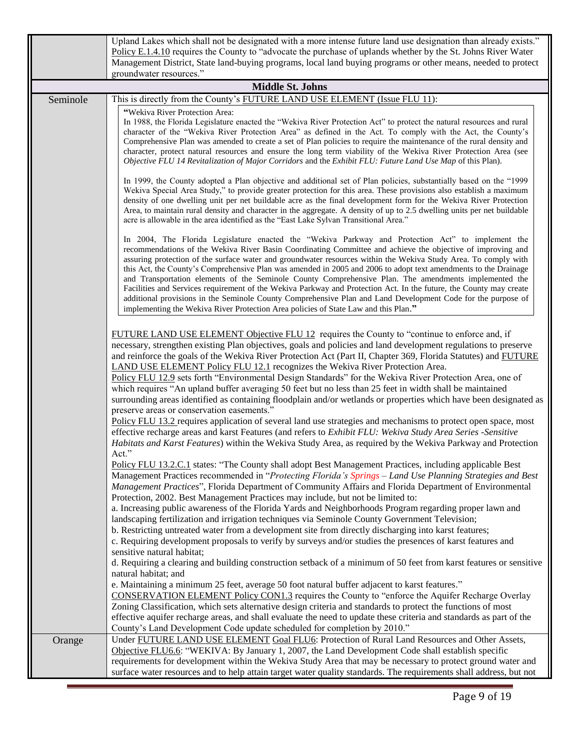| | |
|---|---|
| | Upland Lakes which shall not be designated with a more intense future land use designation than already exists." Policy E.1.4.10 requires the County to "advocate the purchase of uplands whether by the St. Johns River Water Management District, State land-buying programs, local land buying programs or other means, needed to protect groundwater resources." |
| **Middle St. Johns** | |
| Seminole | This is directly from the County's FUTURE LAND USE ELEMENT (Issue FLU 11):<br><br>"Wekiva River Protection Area:<br>In 1988, the Florida Legislature enacted the "Wekiva River Protection Act" to protect the natural resources and rural character of the "Wekiva River Protection Area" as defined in the Act. To comply with the Act, the County's Comprehensive Plan was amended to create a set of Plan policies to require the maintenance of the rural density and character, protect natural resources and ensure the long term viability of the Wekiva River Protection Area (see *Objective FLU 14 Revitalization of Major Corridors* and the *Exhibit FLU: Future Land Use Map* of this Plan).<br><br>In 1999, the County adopted a Plan objective and additional set of Plan policies, substantially based on the "1999 Wekiva Special Area Study," to provide greater protection for this area. These provisions also establish a maximum density of one dwelling unit per net buildable acre as the final development form for the Wekiva River Protection Area, to maintain rural density and character in the aggregate. A density of up to 2.5 dwelling units per net buildable acre is allowable in the area identified as the "East Lake Sylvan Transitional Area."<br><br>In 2004, The Florida Legislature enacted the "Wekiva Parkway and Protection Act" to implement the recommendations of the Wekiva River Basin Coordinating Committee and achieve the objective of improving and assuring protection of the surface water and groundwater resources within the Wekiva Study Area. To comply with this Act, the County's Comprehensive Plan was amended in 2005 and 2006 to adopt text amendments to the Drainage and Transportation elements of the Seminole County Comprehensive Plan. The amendments implemented the Facilities and Services requirement of the Wekiva Parkway and Protection Act. In the future, the County may create additional provisions in the Seminole County Comprehensive Plan and Land Development Code for the purpose of implementing the Wekiva River Protection Area policies of State Law and this Plan."<br><br>FUTURE LAND USE ELEMENT Objective FLU 12 requires the County to "continue to enforce and, if necessary, strengthen existing Plan objectives, goals and policies and land development regulations to preserve and reinforce the goals of the Wekiva River Protection Act (Part II, Chapter 369, Florida Statutes) and FUTURE LAND USE ELEMENT Policy FLU 12.1 recognizes the Wekiva River Protection Area.<br>Policy FLU 12.9 sets forth "Environmental Design Standards" for the Wekiva River Protection Area, one of which requires "An upland buffer averaging 50 feet but no less than 25 feet in width shall be maintained surrounding areas identified as containing floodplain and/or wetlands or properties which have been designated as preserve areas or conservation easements."<br>Policy FLU 13.2 requires application of several land use strategies and mechanisms to protect open space, most effective recharge areas and karst Features (and refers to *Exhibit FLU: Wekiva Study Area Series -Sensitive Habitats and Karst Features*) within the Wekiva Study Area, as required by the Wekiva Parkway and Protection Act."<br>Policy FLU 13.2.C.1 states: "The County shall adopt Best Management Practices, including applicable Best Management Practices recommended in "*Protecting Florida's Springs – Land Use Planning Strategies and Best Management Practices*", Florida Department of Community Affairs and Florida Department of Environmental Protection, 2002. Best Management Practices may include, but not be limited to:<br>a. Increasing public awareness of the Florida Yards and Neighborhoods Program regarding proper lawn and landscaping fertilization and irrigation techniques via Seminole County Government Television;<br>b. Restricting untreated water from a development site from directly discharging into karst features;<br>c. Requiring development proposals to verify by surveys and/or studies the presences of karst features and sensitive natural habitat;<br>d. Requiring a clearing and building construction setback of a minimum of 50 feet from karst features or sensitive natural habitat; and<br>e. Maintaining a minimum 25 feet, average 50 foot natural buffer adjacent to karst features."<br>CONSERVATION ELEMENT Policy CON1.3 requires the County to "enforce the Aquifer Recharge Overlay Zoning Classification, which sets alternative design criteria and standards to protect the functions of most effective aquifer recharge areas, and shall evaluate the need to update these criteria and standards as part of the County's Land Development Code update scheduled for completion by 2010." |
| Orange | Under FUTURE LAND USE ELEMENT Goal FLU6: Protection of Rural Land Resources and Other Assets, Objective FLU6.6: "WEKIVA: By January 1, 2007, the Land Development Code shall establish specific requirements for development within the Wekiva Study Area that may be necessary to protect ground water and surface water resources and to help attain target water quality standards. The requirements shall address, but not |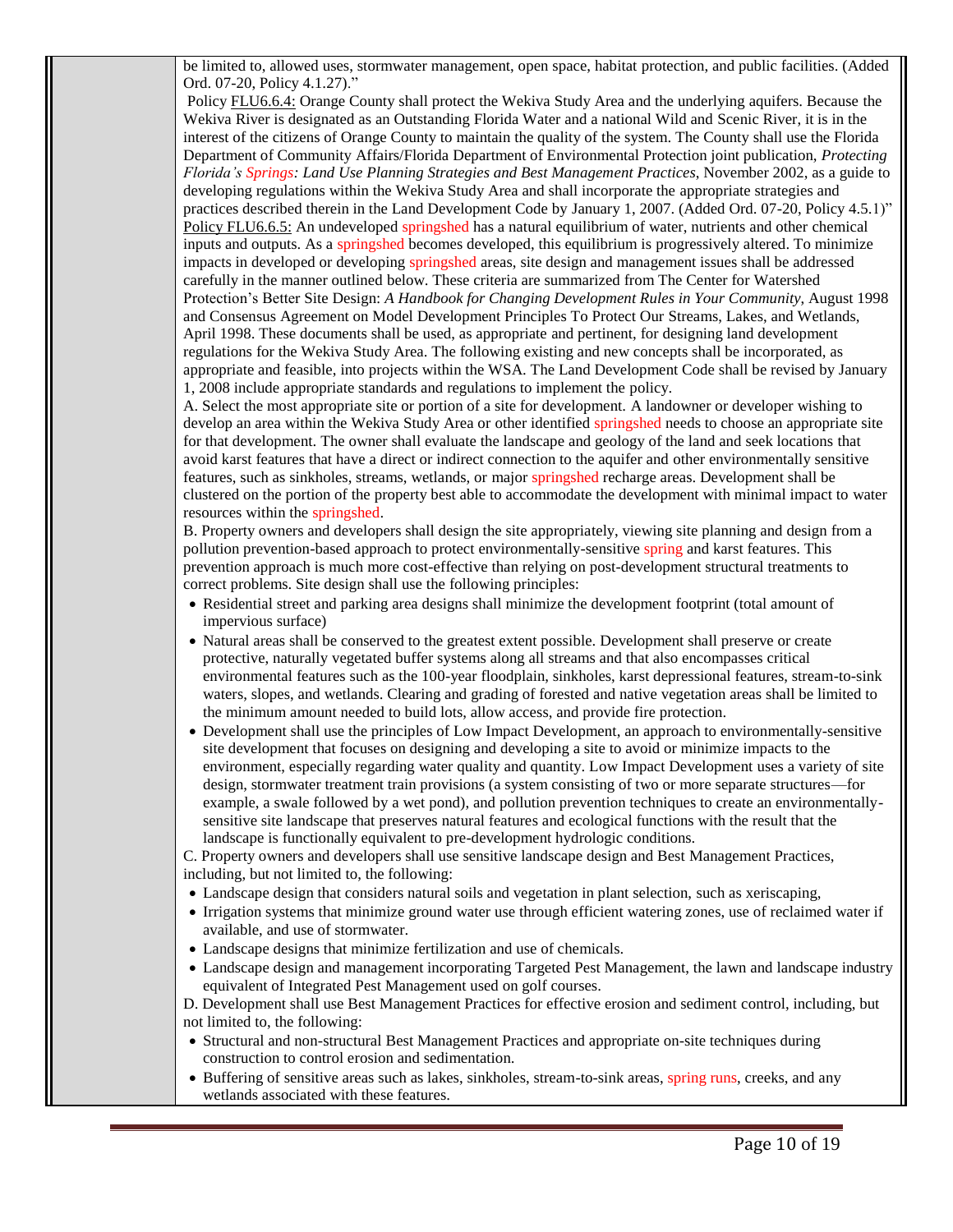be limited to, allowed uses, stormwater management, open space, habitat protection, and public facilities. (Added Ord. 07-20, Policy 4.1.27)."

Policy FLU6.6.4: Orange County shall protect the Wekiva Study Area and the underlying aquifers. Because the Wekiva River is designated as an Outstanding Florida Water and a national Wild and Scenic River, it is in the interest of the citizens of Orange County to maintain the quality of the system. The County shall use the Florida Department of Community Affairs/Florida Department of Environmental Protection joint publication, *Protecting Florida's Springs: Land Use Planning Strategies and Best Management Practices*, November 2002, as a guide to developing regulations within the Wekiva Study Area and shall incorporate the appropriate strategies and practices described therein in the Land Development Code by January 1, 2007. (Added Ord. 07-20, Policy 4.5.1)"

Policy FLU6.6.5: An undeveloped springshed has a natural equilibrium of water, nutrients and other chemical inputs and outputs. As a springshed becomes developed, this equilibrium is progressively altered. To minimize impacts in developed or developing springshed areas, site design and management issues shall be addressed carefully in the manner outlined below. These criteria are summarized from The Center for Watershed Protection's Better Site Design: *A Handbook for Changing Development Rules in Your Community*, August 1998 and Consensus Agreement on Model Development Principles To Protect Our Streams, Lakes, and Wetlands, April 1998. These documents shall be used, as appropriate and pertinent, for designing land development regulations for the Wekiva Study Area. The following existing and new concepts shall be incorporated, as appropriate and feasible, into projects within the WSA. The Land Development Code shall be revised by January 1, 2008 include appropriate standards and regulations to implement the policy.

A. Select the most appropriate site or portion of a site for development. A landowner or developer wishing to develop an area within the Wekiva Study Area or other identified springshed needs to choose an appropriate site for that development. The owner shall evaluate the landscape and geology of the land and seek locations that avoid karst features that have a direct or indirect connection to the aquifer and other environmentally sensitive features, such as sinkholes, streams, wetlands, or major springshed recharge areas. Development shall be clustered on the portion of the property best able to accommodate the development with minimal impact to water resources within the springshed.

B. Property owners and developers shall design the site appropriately, viewing site planning and design from a pollution prevention-based approach to protect environmentally-sensitive spring and karst features. This prevention approach is much more cost-effective than relying on post-development structural treatments to correct problems. Site design shall use the following principles:

- Residential street and parking area designs shall minimize the development footprint (total amount of impervious surface)
- Natural areas shall be conserved to the greatest extent possible. Development shall preserve or create protective, naturally vegetated buffer systems along all streams and that also encompasses critical environmental features such as the 100-year floodplain, sinkholes, karst depressional features, stream-to-sink waters, slopes, and wetlands. Clearing and grading of forested and native vegetation areas shall be limited to the minimum amount needed to build lots, allow access, and provide fire protection.
- Development shall use the principles of Low Impact Development, an approach to environmentally-sensitive site development that focuses on designing and developing a site to avoid or minimize impacts to the environment, especially regarding water quality and quantity. Low Impact Development uses a variety of site design, stormwater treatment train provisions (a system consisting of two or more separate structures—for example, a swale followed by a wet pond), and pollution prevention techniques to create an environmentally-sensitive site landscape that preserves natural features and ecological functions with the result that the landscape is functionally equivalent to pre-development hydrologic conditions.

C. Property owners and developers shall use sensitive landscape design and Best Management Practices, including, but not limited to, the following:

- Landscape design that considers natural soils and vegetation in plant selection, such as xeriscaping,
- Irrigation systems that minimize ground water use through efficient watering zones, use of reclaimed water if available, and use of stormwater.
- Landscape designs that minimize fertilization and use of chemicals.
- Landscape design and management incorporating Targeted Pest Management, the lawn and landscape industry equivalent of Integrated Pest Management used on golf courses.

D. Development shall use Best Management Practices for effective erosion and sediment control, including, but not limited to, the following:

- Structural and non-structural Best Management Practices and appropriate on-site techniques during construction to control erosion and sedimentation.
- Buffering of sensitive areas such as lakes, sinkholes, stream-to-sink areas, spring runs, creeks, and any wetlands associated with these features.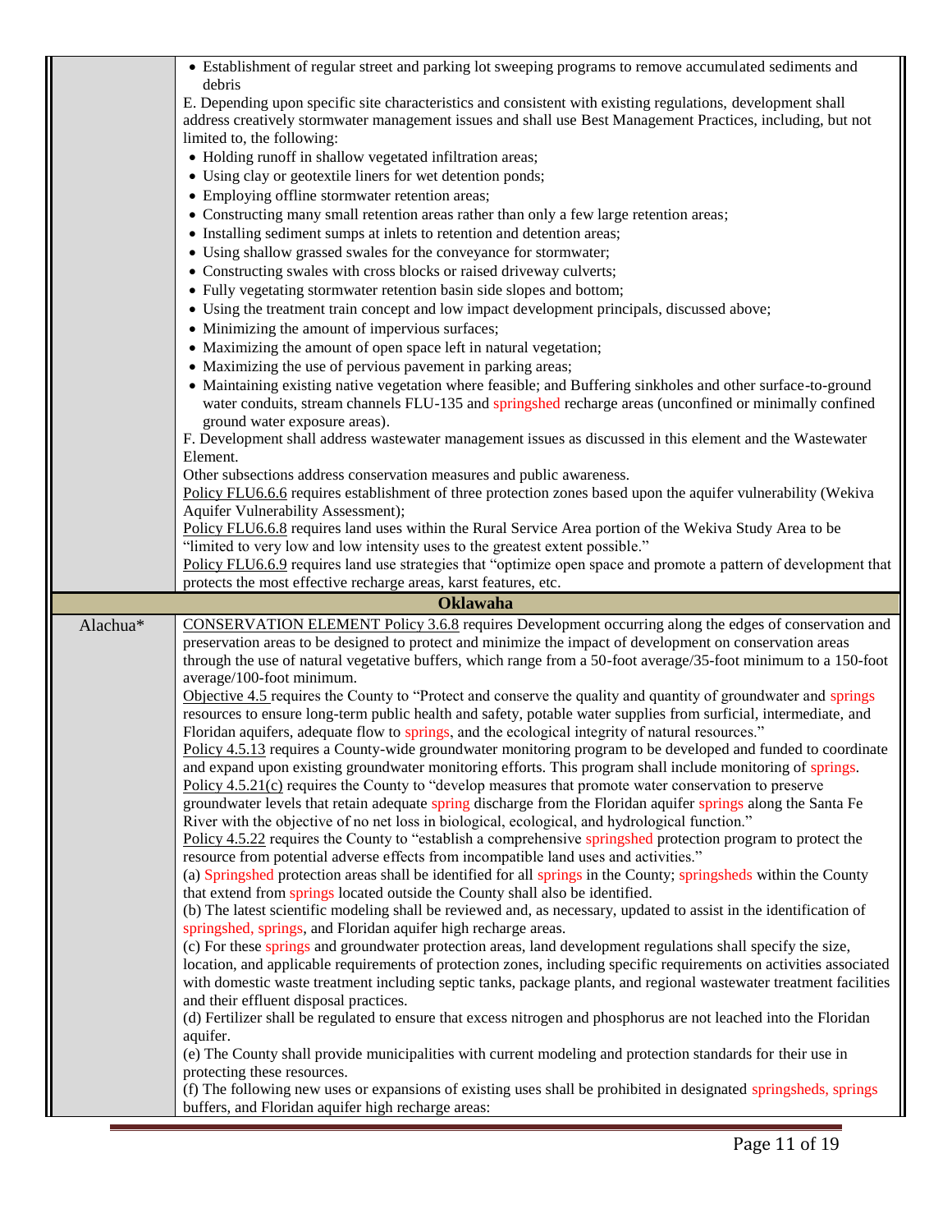| | |
|---|---|
| | • Establishment of regular street and parking lot sweeping programs to remove accumulated sediments and debris<br>E. Depending upon specific site characteristics and consistent with existing regulations, development shall address creatively stormwater management issues and shall use Best Management Practices, including, but not limited to, the following:<br>• Holding runoff in shallow vegetated infiltration areas;<br>• Using clay or geotextile liners for wet detention ponds;<br>• Employing offline stormwater retention areas;<br>• Constructing many small retention areas rather than only a few large retention areas;<br>• Installing sediment sumps at inlets to retention and detention areas;<br>• Using shallow grassed swales for the conveyance for stormwater;<br>• Constructing swales with cross blocks or raised driveway culverts;<br>• Fully vegetating stormwater retention basin side slopes and bottom;<br>• Using the treatment train concept and low impact development principals, discussed above;<br>• Minimizing the amount of impervious surfaces;<br>• Maximizing the amount of open space left in natural vegetation;<br>• Maximizing the use of pervious pavement in parking areas;<br>• Maintaining existing native vegetation where feasible; and Buffering sinkholes and other surface-to-ground water conduits, stream channels FLU-135 and springshed recharge areas (unconfined or minimally confined ground water exposure areas).<br>F. Development shall address wastewater management issues as discussed in this element and the Wastewater Element.<br>Other subsections address conservation measures and public awareness.<br>Policy FLU6.6.6 requires establishment of three protection zones based upon the aquifer vulnerability (Wekiva Aquifer Vulnerability Assessment);<br>Policy FLU6.6.8 requires land uses within the Rural Service Area portion of the Wekiva Study Area to be "limited to very low and low intensity uses to the greatest extent possible."<br>Policy FLU6.6.9 requires land use strategies that "optimize open space and promote a pattern of development that protects the most effective recharge areas, karst features, etc. |
| **Oklawaha** | |
| Alachua* | CONSERVATION ELEMENT Policy 3.6.8 requires Development occurring along the edges of conservation and preservation areas to be designed to protect and minimize the impact of development on conservation areas through the use of natural vegetative buffers, which range from a 50-foot average/35-foot minimum to a 150-foot average/100-foot minimum.<br>Objective 4.5 requires the County to "Protect and conserve the quality and quantity of groundwater and springs resources to ensure long-term public health and safety, potable water supplies from surficial, intermediate, and Floridan aquifers, adequate flow to springs, and the ecological integrity of natural resources."<br>Policy 4.5.13 requires a County-wide groundwater monitoring program to be developed and funded to coordinate and expand upon existing groundwater monitoring efforts. This program shall include monitoring of springs.<br>Policy 4.5.21(c) requires the County to "develop measures that promote water conservation to preserve groundwater levels that retain adequate spring discharge from the Floridan aquifer springs along the Santa Fe River with the objective of no net loss in biological, ecological, and hydrological function."<br>Policy 4.5.22 requires the County to "establish a comprehensive springshed protection program to protect the resource from potential adverse effects from incompatible land uses and activities."<br>(a) Springshed protection areas shall be identified for all springs in the County; springsheds within the County that extend from springs located outside the County shall also be identified.<br>(b) The latest scientific modeling shall be reviewed and, as necessary, updated to assist in the identification of springshed, springs, and Floridan aquifer high recharge areas.<br>(c) For these springs and groundwater protection areas, land development regulations shall specify the size, location, and applicable requirements of protection zones, including specific requirements on activities associated with domestic waste treatment including septic tanks, package plants, and regional wastewater treatment facilities and their effluent disposal practices.<br>(d) Fertilizer shall be regulated to ensure that excess nitrogen and phosphorus are not leached into the Floridan aquifer.<br>(e) The County shall provide municipalities with current modeling and protection standards for their use in protecting these resources.<br>(f) The following new uses or expansions of existing uses shall be prohibited in designated springsheds, springs buffers, and Floridan aquifer high recharge areas: |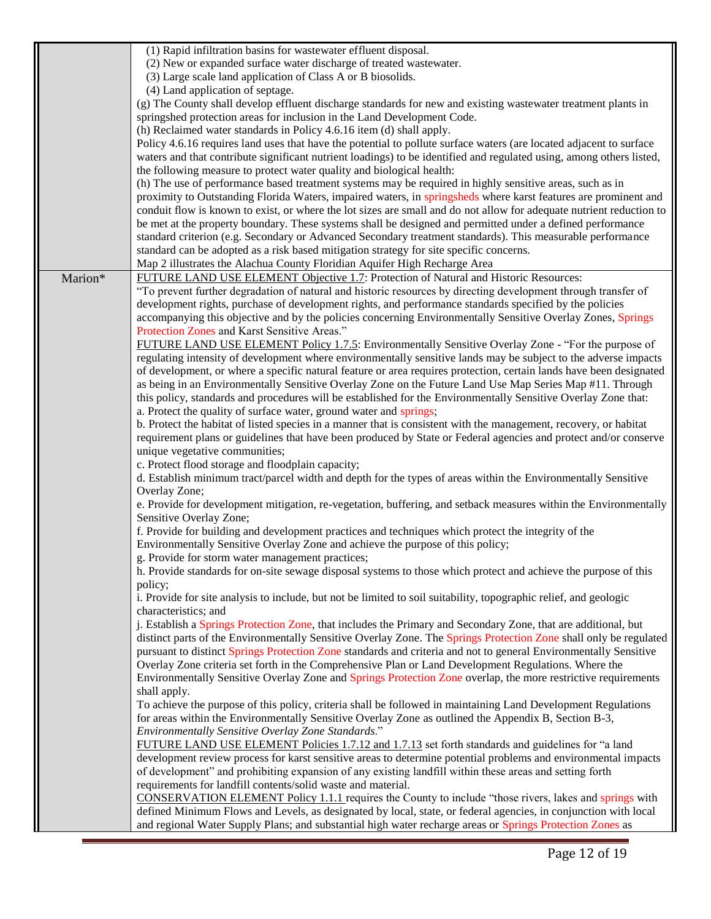| | |
|---|---|
| | (1) Rapid infiltration basins for wastewater effluent disposal.<br>(2) New or expanded surface water discharge of treated wastewater.<br>(3) Large scale land application of Class A or B biosolids.<br>(4) Land application of septage.<br>(g) The County shall develop effluent discharge standards for new and existing wastewater treatment plants in springshed protection areas for inclusion in the Land Development Code.<br>(h) Reclaimed water standards in Policy 4.6.16 item (d) shall apply.<br>Policy 4.6.16 requires land uses that have the potential to pollute surface waters (are located adjacent to surface waters and that contribute significant nutrient loadings) to be identified and regulated using, among others listed, the following measure to protect water quality and biological health:<br>(h) The use of performance based treatment systems may be required in highly sensitive areas, such as in proximity to Outstanding Florida Waters, impaired waters, in springsheds where karst features are prominent and conduit flow is known to exist, or where the lot sizes are small and do not allow for adequate nutrient reduction to be met at the property boundary. These systems shall be designed and permitted under a defined performance standard criterion (e.g. Secondary or Advanced Secondary treatment standards). This measurable performance standard can be adopted as a risk based mitigation strategy for site specific concerns.<br>Map 2 illustrates the Alachua County Floridian Aquifer High Recharge Area |
| Marion* | FUTURE LAND USE ELEMENT Objective 1.7: Protection of Natural and Historic Resources:<br>"To prevent further degradation of natural and historic resources by directing development through transfer of development rights, purchase of development rights, and performance standards specified by the policies accompanying this objective and by the policies concerning Environmentally Sensitive Overlay Zones, Springs Protection Zones and Karst Sensitive Areas."<br>FUTURE LAND USE ELEMENT Policy 1.7.5: Environmentally Sensitive Overlay Zone - "For the purpose of regulating intensity of development where environmentally sensitive lands may be subject to the adverse impacts of development, or where a specific natural feature or area requires protection, certain lands have been designated as being in an Environmentally Sensitive Overlay Zone on the Future Land Use Map Series Map #11. Through this policy, standards and procedures will be established for the Environmentally Sensitive Overlay Zone that:<br>a. Protect the quality of surface water, ground water and springs;<br>b. Protect the habitat of listed species in a manner that is consistent with the management, recovery, or habitat requirement plans or guidelines that have been produced by State or Federal agencies and protect and/or conserve unique vegetative communities;<br>c. Protect flood storage and floodplain capacity;<br>d. Establish minimum tract/parcel width and depth for the types of areas within the Environmentally Sensitive Overlay Zone;<br>e. Provide for development mitigation, re-vegetation, buffering, and setback measures within the Environmentally Sensitive Overlay Zone;<br>f. Provide for building and development practices and techniques which protect the integrity of the Environmentally Sensitive Overlay Zone and achieve the purpose of this policy;<br>g. Provide for storm water management practices;<br>h. Provide standards for on-site sewage disposal systems to those which protect and achieve the purpose of this policy;<br>i. Provide for site analysis to include, but not be limited to soil suitability, topographic relief, and geologic characteristics; and<br>j. Establish a Springs Protection Zone, that includes the Primary and Secondary Zone, that are additional, but distinct parts of the Environmentally Sensitive Overlay Zone. The Springs Protection Zone shall only be regulated pursuant to distinct Springs Protection Zone standards and criteria and not to general Environmentally Sensitive Overlay Zone criteria set forth in the Comprehensive Plan or Land Development Regulations. Where the Environmentally Sensitive Overlay Zone and Springs Protection Zone overlap, the more restrictive requirements shall apply.<br>To achieve the purpose of this policy, criteria shall be followed in maintaining Land Development Regulations for areas within the Environmentally Sensitive Overlay Zone as outlined the Appendix B, Section B-3, *Environmentally Sensitive Overlay Zone Standards*."<br>FUTURE LAND USE ELEMENT Policies 1.7.12 and 1.7.13 set forth standards and guidelines for "a land development review process for karst sensitive areas to determine potential problems and environmental impacts of development" and prohibiting expansion of any existing landfill within these areas and setting forth requirements for landfill contents/solid waste and material.<br>CONSERVATION ELEMENT Policy 1.1.1 requires the County to include "those rivers, lakes and springs with defined Minimum Flows and Levels, as designated by local, state, or federal agencies, in conjunction with local and regional Water Supply Plans; and substantial high water recharge areas or Springs Protection Zones as |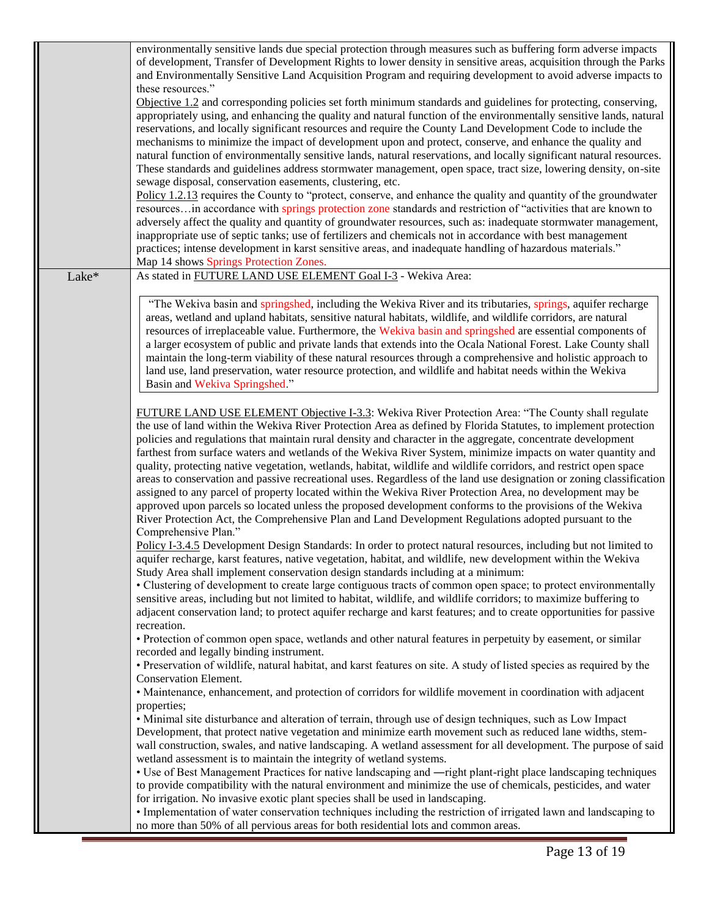| | |
|---|---|
| | environmentally sensitive lands due special protection through measures such as buffering form adverse impacts of development, Transfer of Development Rights to lower density in sensitive areas, acquisition through the Parks and Environmentally Sensitive Land Acquisition Program and requiring development to avoid adverse impacts to these resources."<br>Objective 1.2 and corresponding policies set forth minimum standards and guidelines for protecting, conserving, appropriately using, and enhancing the quality and natural function of the environmentally sensitive lands, natural reservations, and locally significant resources and require the County Land Development Code to include the mechanisms to minimize the impact of development upon and protect, conserve, and enhance the quality and natural function of environmentally sensitive lands, natural reservations, and locally significant natural resources. These standards and guidelines address stormwater management, open space, tract size, lowering density, on-site sewage disposal, conservation easements, clustering, etc.<br>Policy 1.2.13 requires the County to "protect, conserve, and enhance the quality and quantity of the groundwater resources…in accordance with springs protection zone standards and restriction of "activities that are known to adversely affect the quality and quantity of groundwater resources, such as: inadequate stormwater management, inappropriate use of septic tanks; use of fertilizers and chemicals not in accordance with best management practices; intense development in karst sensitive areas, and inadequate handling of hazardous materials."<br>Map 14 shows Springs Protection Zones. |
| Lake* | As stated in FUTURE LAND USE ELEMENT Goal I-3 - Wekiva Area:<br><br>"The Wekiva basin and springshed, including the Wekiva River and its tributaries, springs, aquifer recharge areas, wetland and upland habitats, sensitive natural habitats, wildlife, and wildlife corridors, are natural resources of irreplaceable value. Furthermore, the Wekiva basin and springshed are essential components of a larger ecosystem of public and private lands that extends into the Ocala National Forest. Lake County shall maintain the long-term viability of these natural resources through a comprehensive and holistic approach to land use, land preservation, water resource protection, and wildlife and habitat needs within the Wekiva Basin and Wekiva Springshed."<br><br>FUTURE LAND USE ELEMENT Objective I-3.3: Wekiva River Protection Area: "The County shall regulate the use of land within the Wekiva River Protection Area as defined by Florida Statutes, to implement protection policies and regulations that maintain rural density and character in the aggregate, concentrate development farthest from surface waters and wetlands of the Wekiva River System, minimize impacts on water quantity and quality, protecting native vegetation, wetlands, habitat, wildlife and wildlife corridors, and restrict open space areas to conservation and passive recreational uses. Regardless of the land use designation or zoning classification assigned to any parcel of property located within the Wekiva River Protection Area, no development may be approved upon parcels so located unless the proposed development conforms to the provisions of the Wekiva River Protection Act, the Comprehensive Plan and Land Development Regulations adopted pursuant to the Comprehensive Plan."<br>Policy I-3.4.5 Development Design Standards: In order to protect natural resources, including but not limited to aquifer recharge, karst features, native vegetation, habitat, and wildlife, new development within the Wekiva Study Area shall implement conservation design standards including at a minimum:<br>• Clustering of development to create large contiguous tracts of common open space; to protect environmentally sensitive areas, including but not limited to habitat, wildlife, and wildlife corridors; to maximize buffering to adjacent conservation land; to protect aquifer recharge and karst features; and to create opportunities for passive recreation.<br>• Protection of common open space, wetlands and other natural features in perpetuity by easement, or similar recorded and legally binding instrument.<br>• Preservation of wildlife, natural habitat, and karst features on site. A study of listed species as required by the Conservation Element.<br>• Maintenance, enhancement, and protection of corridors for wildlife movement in coordination with adjacent properties;<br>• Minimal site disturbance and alteration of terrain, through use of design techniques, such as Low Impact Development, that protect native vegetation and minimize earth movement such as reduced lane widths, stem-wall construction, swales, and native landscaping. A wetland assessment for all development. The purpose of said wetland assessment is to maintain the integrity of wetland systems.<br>• Use of Best Management Practices for native landscaping and ―right plant-right place landscaping techniques to provide compatibility with the natural environment and minimize the use of chemicals, pesticides, and water for irrigation. No invasive exotic plant species shall be used in landscaping.<br>• Implementation of water conservation techniques including the restriction of irrigated lawn and landscaping to no more than 50% of all pervious areas for both residential lots and common areas. |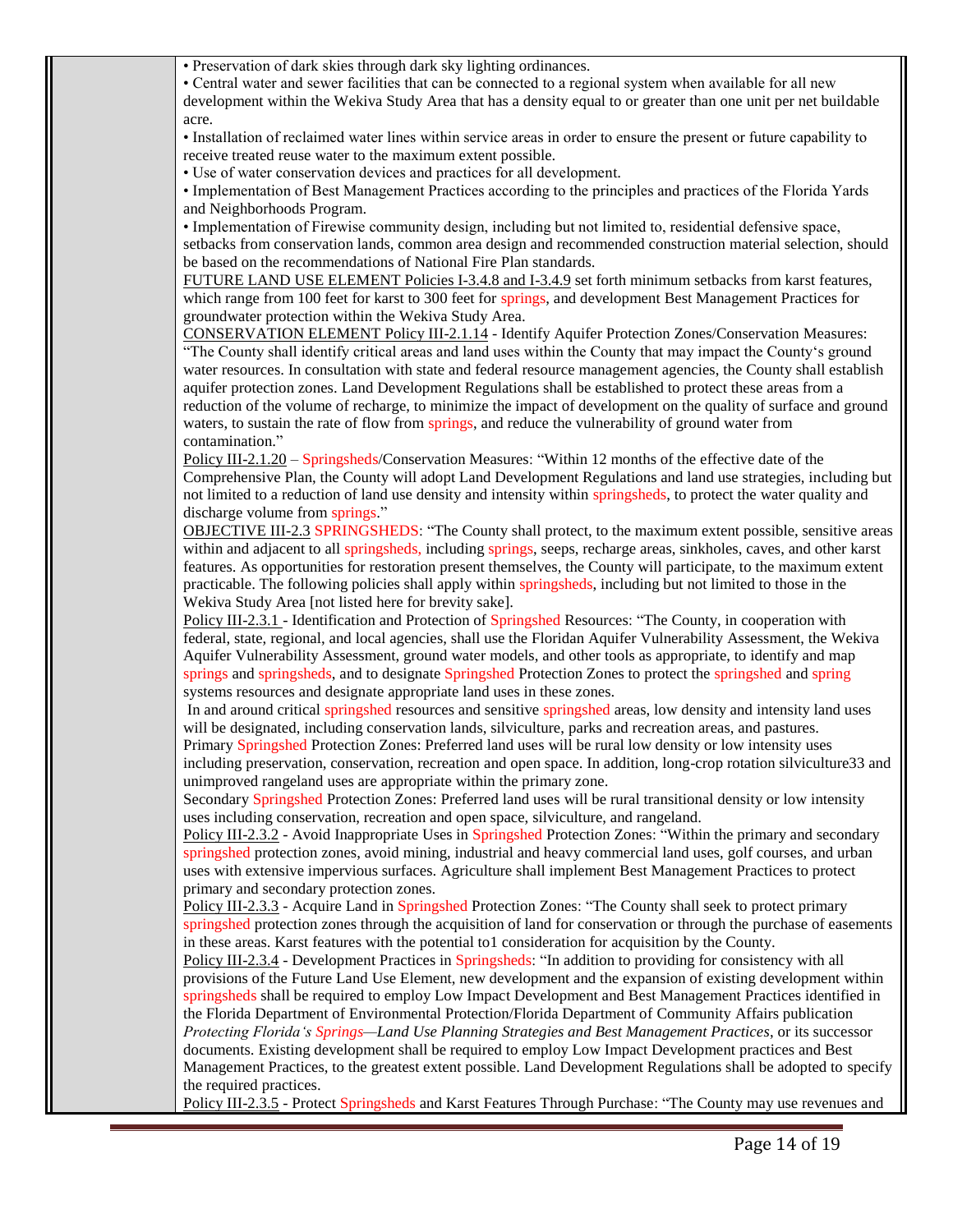• Preservation of dark skies through dark sky lighting ordinances.

• Central water and sewer facilities that can be connected to a regional system when available for all new development within the Wekiva Study Area that has a density equal to or greater than one unit per net buildable acre.

• Installation of reclaimed water lines within service areas in order to ensure the present or future capability to receive treated reuse water to the maximum extent possible.

• Use of water conservation devices and practices for all development.

• Implementation of Best Management Practices according to the principles and practices of the Florida Yards and Neighborhoods Program.

• Implementation of Firewise community design, including but not limited to, residential defensive space, setbacks from conservation lands, common area design and recommended construction material selection, should be based on the recommendations of National Fire Plan standards.

FUTURE LAND USE ELEMENT Policies I-3.4.8 and I-3.4.9 set forth minimum setbacks from karst features, which range from 100 feet for karst to 300 feet for springs, and development Best Management Practices for groundwater protection within the Wekiva Study Area.

CONSERVATION ELEMENT Policy III-2.1.14 - Identify Aquifer Protection Zones/Conservation Measures: "The County shall identify critical areas and land uses within the County that may impact the County's ground water resources. In consultation with state and federal resource management agencies, the County shall establish aquifer protection zones. Land Development Regulations shall be established to protect these areas from a reduction of the volume of recharge, to minimize the impact of development on the quality of surface and ground waters, to sustain the rate of flow from springs, and reduce the vulnerability of ground water from contamination."

Policy III-2.1.20 – Springsheds/Conservation Measures: "Within 12 months of the effective date of the Comprehensive Plan, the County will adopt Land Development Regulations and land use strategies, including but not limited to a reduction of land use density and intensity within springsheds, to protect the water quality and discharge volume from springs."

OBJECTIVE III-2.3 SPRINGSHEDS: "The County shall protect, to the maximum extent possible, sensitive areas within and adjacent to all springsheds, including springs, seeps, recharge areas, sinkholes, caves, and other karst features. As opportunities for restoration present themselves, the County will participate, to the maximum extent practicable. The following policies shall apply within springsheds, including but not limited to those in the Wekiva Study Area [not listed here for brevity sake].

Policy III-2.3.1 - Identification and Protection of Springshed Resources: "The County, in cooperation with federal, state, regional, and local agencies, shall use the Floridan Aquifer Vulnerability Assessment, the Wekiva Aquifer Vulnerability Assessment, ground water models, and other tools as appropriate, to identify and map springs and springsheds, and to designate Springshed Protection Zones to protect the springshed and spring systems resources and designate appropriate land uses in these zones.

In and around critical springshed resources and sensitive springshed areas, low density and intensity land uses will be designated, including conservation lands, silviculture, parks and recreation areas, and pastures.

Primary Springshed Protection Zones: Preferred land uses will be rural low density or low intensity uses including preservation, conservation, recreation and open space. In addition, long-crop rotation silviculture33 and unimproved rangeland uses are appropriate within the primary zone.

Secondary Springshed Protection Zones: Preferred land uses will be rural transitional density or low intensity uses including conservation, recreation and open space, silviculture, and rangeland.

Policy III-2.3.2 - Avoid Inappropriate Uses in Springshed Protection Zones: "Within the primary and secondary springshed protection zones, avoid mining, industrial and heavy commercial land uses, golf courses, and urban uses with extensive impervious surfaces. Agriculture shall implement Best Management Practices to protect primary and secondary protection zones.

Policy III-2.3.3 - Acquire Land in Springshed Protection Zones: "The County shall seek to protect primary springshed protection zones through the acquisition of land for conservation or through the purchase of easements in these areas. Karst features with the potential to1 consideration for acquisition by the County.

Policy III-2.3.4 - Development Practices in Springsheds: "In addition to providing for consistency with all provisions of the Future Land Use Element, new development and the expansion of existing development within springsheds shall be required to employ Low Impact Development and Best Management Practices identified in the Florida Department of Environmental Protection/Florida Department of Community Affairs publication *Protecting Florida's Springs—Land Use Planning Strategies and Best Management Practices*, or its successor documents. Existing development shall be required to employ Low Impact Development practices and Best Management Practices, to the greatest extent possible. Land Development Regulations shall be adopted to specify the required practices.

Policy III-2.3.5 - Protect Springsheds and Karst Features Through Purchase: "The County may use revenues and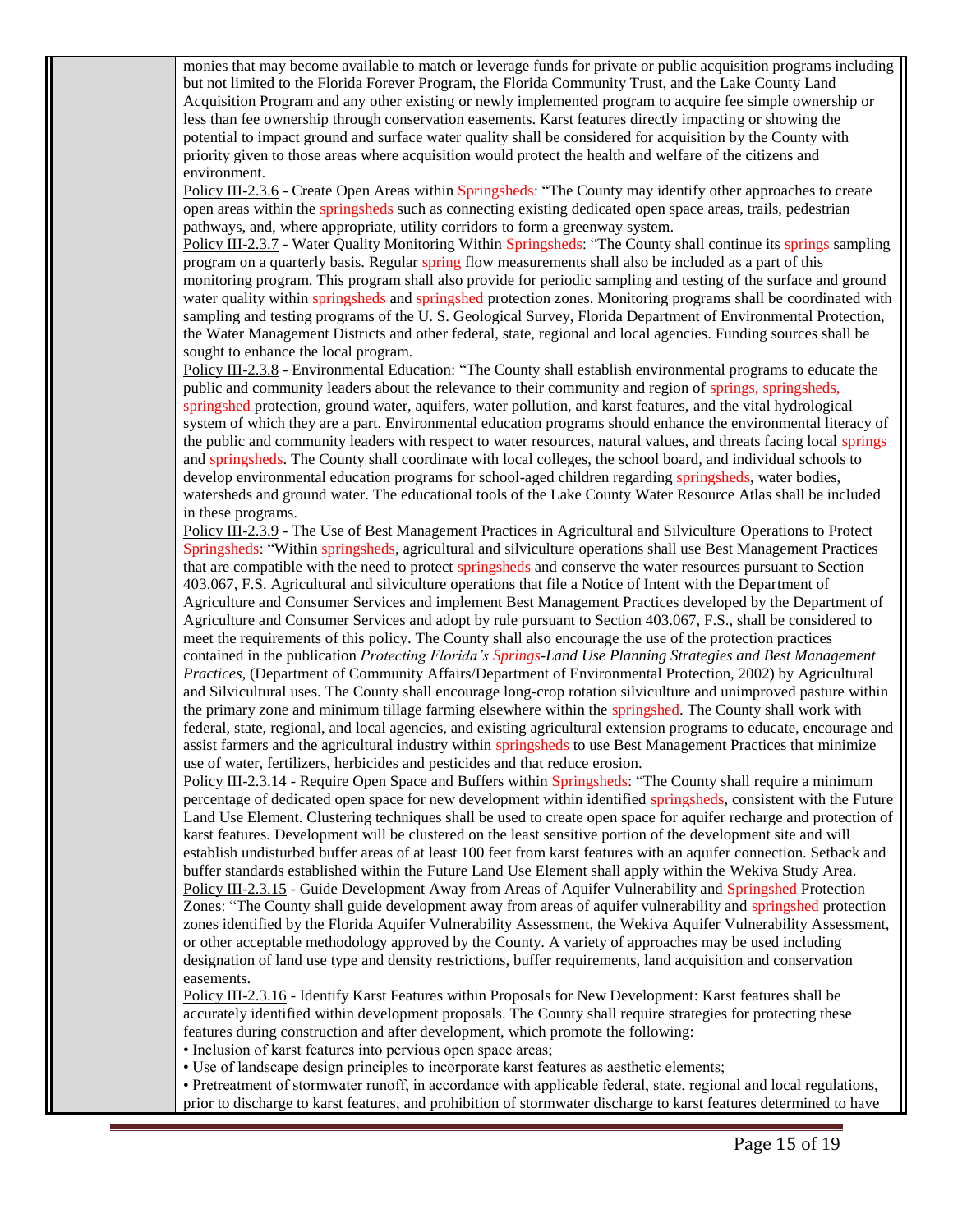monies that may become available to match or leverage funds for private or public acquisition programs including but not limited to the Florida Forever Program, the Florida Community Trust, and the Lake County Land Acquisition Program and any other existing or newly implemented program to acquire fee simple ownership or less than fee ownership through conservation easements. Karst features directly impacting or showing the potential to impact ground and surface water quality shall be considered for acquisition by the County with priority given to those areas where acquisition would protect the health and welfare of the citizens and environment.

Policy III-2.3.6 - Create Open Areas within Springsheds: "The County may identify other approaches to create open areas within the springsheds such as connecting existing dedicated open space areas, trails, pedestrian pathways, and, where appropriate, utility corridors to form a greenway system.

Policy III-2.3.7 - Water Quality Monitoring Within Springsheds: "The County shall continue its springs sampling program on a quarterly basis. Regular spring flow measurements shall also be included as a part of this monitoring program. This program shall also provide for periodic sampling and testing of the surface and ground water quality within springsheds and springshed protection zones. Monitoring programs shall be coordinated with sampling and testing programs of the U. S. Geological Survey, Florida Department of Environmental Protection, the Water Management Districts and other federal, state, regional and local agencies. Funding sources shall be sought to enhance the local program.

Policy III-2.3.8 - Environmental Education: "The County shall establish environmental programs to educate the public and community leaders about the relevance to their community and region of springs, springsheds, springshed protection, ground water, aquifers, water pollution, and karst features, and the vital hydrological system of which they are a part. Environmental education programs should enhance the environmental literacy of the public and community leaders with respect to water resources, natural values, and threats facing local springs and springsheds. The County shall coordinate with local colleges, the school board, and individual schools to develop environmental education programs for school-aged children regarding springsheds, water bodies, watersheds and ground water. The educational tools of the Lake County Water Resource Atlas shall be included in these programs.

Policy III-2.3.9 - The Use of Best Management Practices in Agricultural and Silviculture Operations to Protect Springsheds: "Within springsheds, agricultural and silviculture operations shall use Best Management Practices that are compatible with the need to protect springsheds and conserve the water resources pursuant to Section 403.067, F.S. Agricultural and silviculture operations that file a Notice of Intent with the Department of Agriculture and Consumer Services and implement Best Management Practices developed by the Department of Agriculture and Consumer Services and adopt by rule pursuant to Section 403.067, F.S., shall be considered to meet the requirements of this policy. The County shall also encourage the use of the protection practices contained in the publication *Protecting Florida's Springs-Land Use Planning Strategies and Best Management Practices*, (Department of Community Affairs/Department of Environmental Protection, 2002) by Agricultural and Silvicultural uses. The County shall encourage long-crop rotation silviculture and unimproved pasture within the primary zone and minimum tillage farming elsewhere within the springshed. The County shall work with federal, state, regional, and local agencies, and existing agricultural extension programs to educate, encourage and assist farmers and the agricultural industry within springsheds to use Best Management Practices that minimize use of water, fertilizers, herbicides and pesticides and that reduce erosion.

Policy III-2.3.14 - Require Open Space and Buffers within Springsheds: "The County shall require a minimum percentage of dedicated open space for new development within identified springsheds, consistent with the Future Land Use Element. Clustering techniques shall be used to create open space for aquifer recharge and protection of karst features. Development will be clustered on the least sensitive portion of the development site and will establish undisturbed buffer areas of at least 100 feet from karst features with an aquifer connection. Setback and buffer standards established within the Future Land Use Element shall apply within the Wekiva Study Area.

Policy III-2.3.15 - Guide Development Away from Areas of Aquifer Vulnerability and Springshed Protection Zones: "The County shall guide development away from areas of aquifer vulnerability and springshed protection zones identified by the Florida Aquifer Vulnerability Assessment, the Wekiva Aquifer Vulnerability Assessment, or other acceptable methodology approved by the County. A variety of approaches may be used including designation of land use type and density restrictions, buffer requirements, land acquisition and conservation easements.

Policy III-2.3.16 - Identify Karst Features within Proposals for New Development: Karst features shall be accurately identified within development proposals. The County shall require strategies for protecting these features during construction and after development, which promote the following:

- Inclusion of karst features into pervious open space areas;
- Use of landscape design principles to incorporate karst features as aesthetic elements;
- Pretreatment of stormwater runoff, in accordance with applicable federal, state, regional and local regulations, prior to discharge to karst features, and prohibition of stormwater discharge to karst features determined to have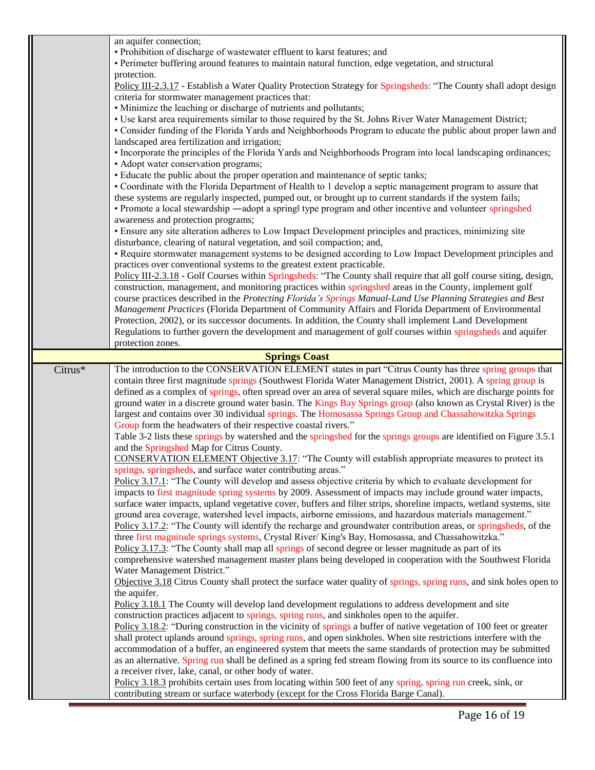| | |
|---|---|
| | an aquifer connection;<br>• Prohibition of discharge of wastewater effluent to karst features; and<br>• Perimeter buffering around features to maintain natural function, edge vegetation, and structural protection.<br>Policy III-2.3.17 - Establish a Water Quality Protection Strategy for Springsheds: "The County shall adopt design criteria for stormwater management practices that:<br>• Minimize the leaching or discharge of nutrients and pollutants;<br>• Use karst area requirements similar to those required by the St. Johns River Water Management District;<br>• Consider funding of the Florida Yards and Neighborhoods Program to educate the public about proper lawn and landscaped area fertilization and irrigation;<br>• Incorporate the principles of the Florida Yards and Neighborhoods Program into local landscaping ordinances;<br>• Adopt water conservation programs;<br>• Educate the public about the proper operation and maintenance of septic tanks;<br>• Coordinate with the Florida Department of Health to 1 develop a septic management program to assure that these systems are regularly inspected, pumped out, or brought up to current standards if the system fails;<br>• Promote a local stewardship ―adopt a spring‖ type program and other incentive and volunteer springshed awareness and protection programs;<br>• Ensure any site alteration adheres to Low Impact Development principles and practices, minimizing site disturbance, clearing of natural vegetation, and soil compaction; and,<br>• Require stormwater management systems to be designed according to Low Impact Development principles and practices over conventional systems to the greatest extent practicable.<br>Policy III-2.3.18 - Golf Courses within Springsheds: "The County shall require that all golf course siting, design, construction, management, and monitoring practices within springshed areas in the County, implement golf course practices described in the *Protecting Florida's Springs Manual-Land Use Planning Strategies and Best Management Practices* (Florida Department of Community Affairs and Florida Department of Environmental Protection, 2002), or its successor documents. In addition, the County shall implement Land Development Regulations to further govern the development and management of golf courses within springsheds and aquifer protection zones. |
| **Springs Coast** | |
| Citrus* | The introduction to the CONSERVATION ELEMENT states in part "Citrus County has three spring groups that contain three first magnitude springs (Southwest Florida Water Management District, 2001). A spring group is defined as a complex of springs, often spread over an area of several square miles, which are discharge points for ground water in a discrete ground water basin. The Kings Bay Springs group (also known as Crystal River) is the largest and contains over 30 individual springs. The Homosassa Springs Group and Chassahowitzka Springs Group form the headwaters of their respective coastal rivers."<br>Table 3-2 lists these springs by watershed and the springshed for the springs groups are identified on Figure 3.5.1 and the Springshed Map for Citrus County.<br>CONSERVATION ELEMENT Objective 3.17: "The County will establish appropriate measures to protect its springs, springsheds, and surface water contributing areas."<br>Policy 3.17.1: "The County will develop and assess objective criteria by which to evaluate development for impacts to first magnitude spring systems by 2009. Assessment of impacts may include ground water impacts, surface water impacts, upland vegetative cover, buffers and filter strips, shoreline impacts, wetland systems, site ground area coverage, watershed level impacts, airborne emissions, and hazardous materials management."<br>Policy 3.17.2: "The County will identify the recharge and groundwater contribution areas, or springsheds, of the three first magnitude springs systems, Crystal River/ King's Bay, Homosassa, and Chassahowitzka."<br>Policy 3.17.3: "The County shall map all springs of second degree or lesser magnitude as part of its comprehensive watershed management master plans being developed in cooperation with the Southwest Florida Water Management District."<br>Objective 3.18 Citrus County shall protect the surface water quality of springs, spring runs, and sink holes open to the aquifer.<br>Policy 3.18.1 The County will develop land development regulations to address development and site construction practices adjacent to springs, spring runs, and sinkholes open to the aquifer.<br>Policy 3.18.2: "During construction in the vicinity of springs a buffer of native vegetation of 100 feet or greater shall protect uplands around springs, spring runs, and open sinkholes. When site restrictions interfere with the accommodation of a buffer, an engineered system that meets the same standards of protection may be submitted as an alternative. Spring run shall be defined as a spring fed stream flowing from its source to its confluence into a receiver river, lake, canal, or other body of water.<br>Policy 3.18.3 prohibits certain uses from locating within 500 feet of any spring, spring run creek, sink, or contributing stream or surface waterbody (except for the Cross Florida Barge Canal). |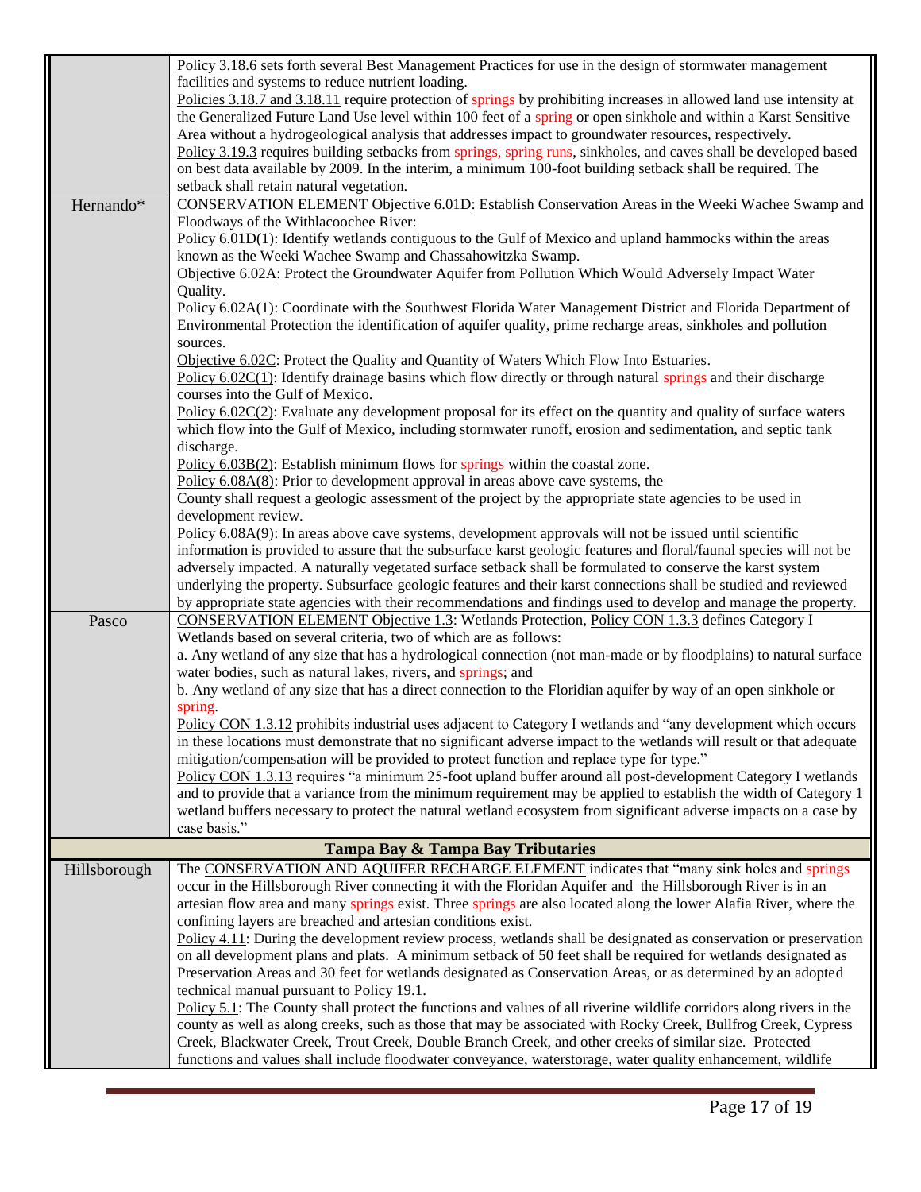| | |
|---|---|
| | Policy 3.18.6 sets forth several Best Management Practices for use in the design of stormwater management facilities and systems to reduce nutrient loading.<br>Policies 3.18.7 and 3.18.11 require protection of springs by prohibiting increases in allowed land use intensity at the Generalized Future Land Use level within 100 feet of a spring or open sinkhole and within a Karst Sensitive Area without a hydrogeological analysis that addresses impact to groundwater resources, respectively.<br>Policy 3.19.3 requires building setbacks from springs, spring runs, sinkholes, and caves shall be developed based on best data available by 2009. In the interim, a minimum 100-foot building setback shall be required. The setback shall retain natural vegetation. |
| Hernando* | CONSERVATION ELEMENT Objective 6.01D: Establish Conservation Areas in the Weeki Wachee Swamp and Floodways of the Withlacoochee River:<br>Policy 6.01D(1): Identify wetlands contiguous to the Gulf of Mexico and upland hammocks within the areas known as the Weeki Wachee Swamp and Chassahowitzka Swamp.<br>Objective 6.02A: Protect the Groundwater Aquifer from Pollution Which Would Adversely Impact Water Quality.<br>Policy 6.02A(1): Coordinate with the Southwest Florida Water Management District and Florida Department of Environmental Protection the identification of aquifer quality, prime recharge areas, sinkholes and pollution sources.<br>Objective 6.02C: Protect the Quality and Quantity of Waters Which Flow Into Estuaries.<br>Policy 6.02C(1): Identify drainage basins which flow directly or through natural springs and their discharge courses into the Gulf of Mexico.<br>Policy 6.02C(2): Evaluate any development proposal for its effect on the quantity and quality of surface waters which flow into the Gulf of Mexico, including stormwater runoff, erosion and sedimentation, and septic tank discharge.<br>Policy 6.03B(2): Establish minimum flows for springs within the coastal zone.<br>Policy 6.08A(8): Prior to development approval in areas above cave systems, the County shall request a geologic assessment of the project by the appropriate state agencies to be used in development review.<br>Policy 6.08A(9): In areas above cave systems, development approvals will not be issued until scientific information is provided to assure that the subsurface karst geologic features and floral/faunal species will not be adversely impacted. A naturally vegetated surface setback shall be formulated to conserve the karst system underlying the property. Subsurface geologic features and their karst connections shall be studied and reviewed by appropriate state agencies with their recommendations and findings used to develop and manage the property. |
| Pasco | CONSERVATION ELEMENT Objective 1.3: Wetlands Protection, Policy CON 1.3.3 defines Category I Wetlands based on several criteria, two of which are as follows:<br>a. Any wetland of any size that has a hydrological connection (not man-made or by floodplains) to natural surface water bodies, such as natural lakes, rivers, and springs; and<br>b. Any wetland of any size that has a direct connection to the Floridian aquifer by way of an open sinkhole or spring.<br>Policy CON 1.3.12 prohibits industrial uses adjacent to Category I wetlands and "any development which occurs in these locations must demonstrate that no significant adverse impact to the wetlands will result or that adequate mitigation/compensation will be provided to protect function and replace type for type."<br>Policy CON 1.3.13 requires "a minimum 25-foot upland buffer around all post-development Category I wetlands and to provide that a variance from the minimum requirement may be applied to establish the width of Category 1 wetland buffers necessary to protect the natural wetland ecosystem from significant adverse impacts on a case by case basis." |
| **Tampa Bay & Tampa Bay Tributaries** | |
| Hillsborough | The CONSERVATION AND AQUIFER RECHARGE ELEMENT indicates that "many sink holes and springs occur in the Hillsborough River connecting it with the Floridan Aquifer and the Hillsborough River is in an artesian flow area and many springs exist. Three springs are also located along the lower Alafia River, where the confining layers are breached and artesian conditions exist.<br>Policy 4.11: During the development review process, wetlands shall be designated as conservation or preservation on all development plans and plats. A minimum setback of 50 feet shall be required for wetlands designated as Preservation Areas and 30 feet for wetlands designated as Conservation Areas, or as determined by an adopted technical manual pursuant to Policy 19.1.<br>Policy 5.1: The County shall protect the functions and values of all riverine wildlife corridors along rivers in the county as well as along creeks, such as those that may be associated with Rocky Creek, Bullfrog Creek, Cypress Creek, Blackwater Creek, Trout Creek, Double Branch Creek, and other creeks of similar size. Protected functions and values shall include floodwater conveyance, waterstorage, water quality enhancement, wildlife |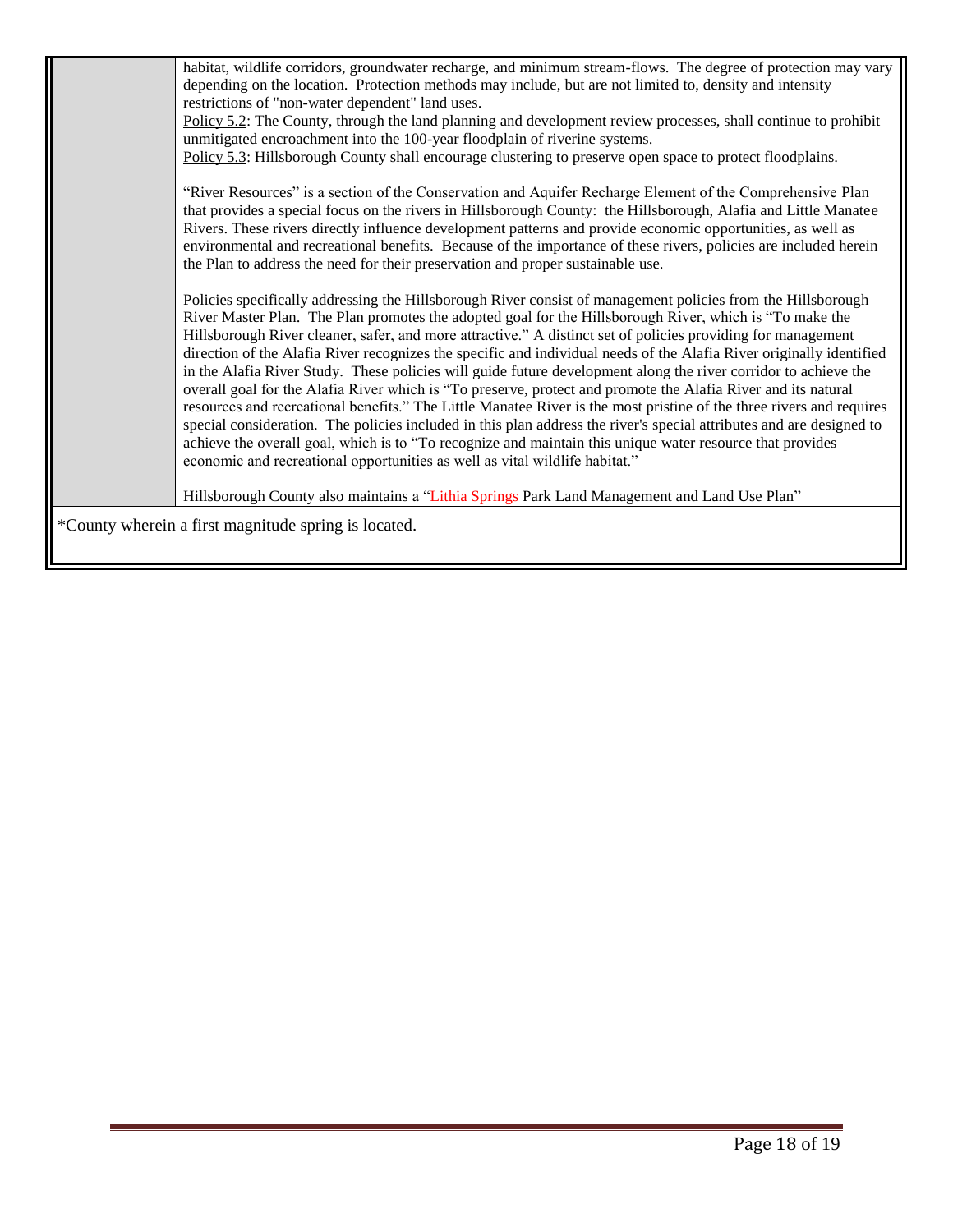| | |
|---|---|
| | habitat, wildlife corridors, groundwater recharge, and minimum stream-flows. The degree of protection may vary depending on the location. Protection methods may include, but are not limited to, density and intensity restrictions of "non-water dependent" land uses.<br>Policy 5.2: The County, through the land planning and development review processes, shall continue to prohibit unmitigated encroachment into the 100-year floodplain of riverine systems.<br>Policy 5.3: Hillsborough County shall encourage clustering to preserve open space to protect floodplains.<br><br>"River Resources" is a section of the Conservation and Aquifer Recharge Element of the Comprehensive Plan that provides a special focus on the rivers in Hillsborough County: the Hillsborough, Alafia and Little Manatee Rivers. These rivers directly influence development patterns and provide economic opportunities, as well as environmental and recreational benefits. Because of the importance of these rivers, policies are included herein the Plan to address the need for their preservation and proper sustainable use.<br><br>Policies specifically addressing the Hillsborough River consist of management policies from the Hillsborough River Master Plan. The Plan promotes the adopted goal for the Hillsborough River, which is "To make the Hillsborough River cleaner, safer, and more attractive." A distinct set of policies providing for management direction of the Alafia River recognizes the specific and individual needs of the Alafia River originally identified in the Alafia River Study. These policies will guide future development along the river corridor to achieve the overall goal for the Alafia River which is "To preserve, protect and promote the Alafia River and its natural resources and recreational benefits." The Little Manatee River is the most pristine of the three rivers and requires special consideration. The policies included in this plan address the river's special attributes and are designed to achieve the overall goal, which is to "To recognize and maintain this unique water resource that provides economic and recreational opportunities as well as vital wildlife habitat."<br><br>Hillsborough County also maintains a "Lithia Springs Park Land Management and Land Use Plan" |

*County wherein a first magnitude spring is located.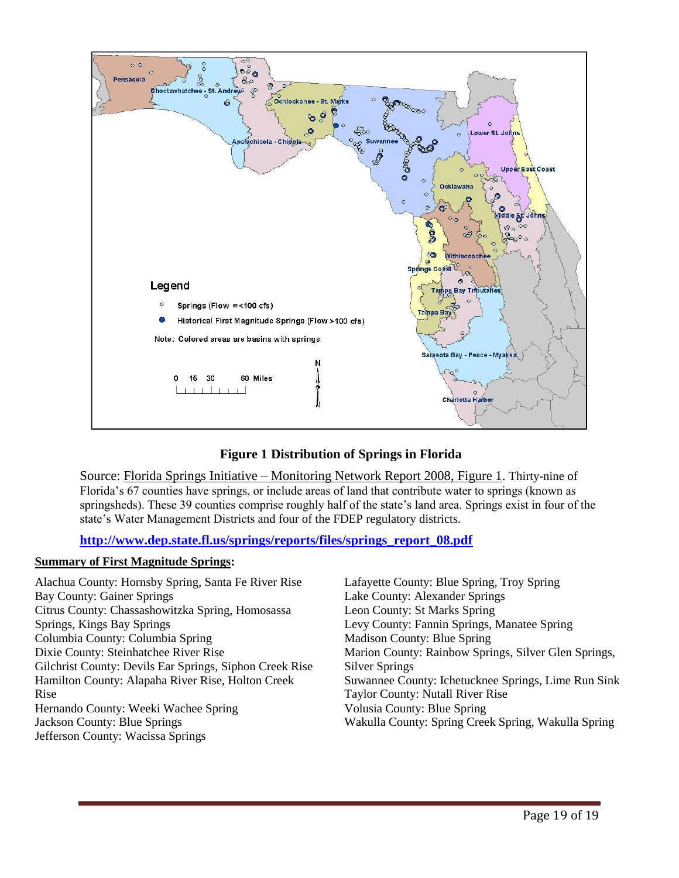Pensacola

Choctawhatchee - St. Andrew

Ochlockonee - St. Marks

Apalachicola - Chipola

Suwannee

Lower St. Johns

Upper East Coast

Ocklawaha

Middle St. Johns

Withlacoochee

Springs Coast

Tampa Bay Tributaries

Tampa Bay

Sarasota Bay - Peace - Myakka

Charlotte Harbor

Legend

Springs (Flow =<100 cfs)

Historical First Magnitude Springs (Flow >100 cfs)

Note: Colored areas are basins with springs

0 15 30 60 Miles

N

**Figure 1 Distribution of Springs in Florida**

Source: Florida Springs Initiative – Monitoring Network Report 2008, Figure 1. Thirty-nine of Florida's 67 counties have springs, or include areas of land that contribute water to springs (known as springsheds). These 39 counties comprise roughly half of the state's land area. Springs exist in four of the state's Water Management Districts and four of the FDEP regulatory districts.

**http://www.dep.state.fl.us/springs/reports/files/springs_report_08.pdf**

**Summary of First Magnitude Springs:**

Alachua County: Hornsby Spring, Santa Fe River Rise
Bay County: Gainer Springs
Citrus County: Chassashowitzka Spring, Homosassa Springs, Kings Bay Springs
Columbia County: Columbia Spring
Dixie County: Steinhatchee River Rise
Gilchrist County: Devils Ear Springs, Siphon Creek Rise
Hamilton County: Alapaha River Rise, Holton Creek Rise
Hernando County: Weeki Wachee Spring
Jackson County: Blue Springs
Jefferson County: Wacissa Springs
Lafayette County: Blue Spring, Troy Spring
Lake County: Alexander Springs
Leon County: St Marks Spring
Levy County: Fannin Springs, Manatee Spring
Madison County: Blue Spring
Marion County: Rainbow Springs, Silver Glen Springs, Silver Springs
Suwannee County: Ichetucknee Springs, Lime Run Sink
Taylor County: Nutall River Rise
Volusia County: Blue Spring
Wakulla County: Spring Creek Spring, Wakulla Spring